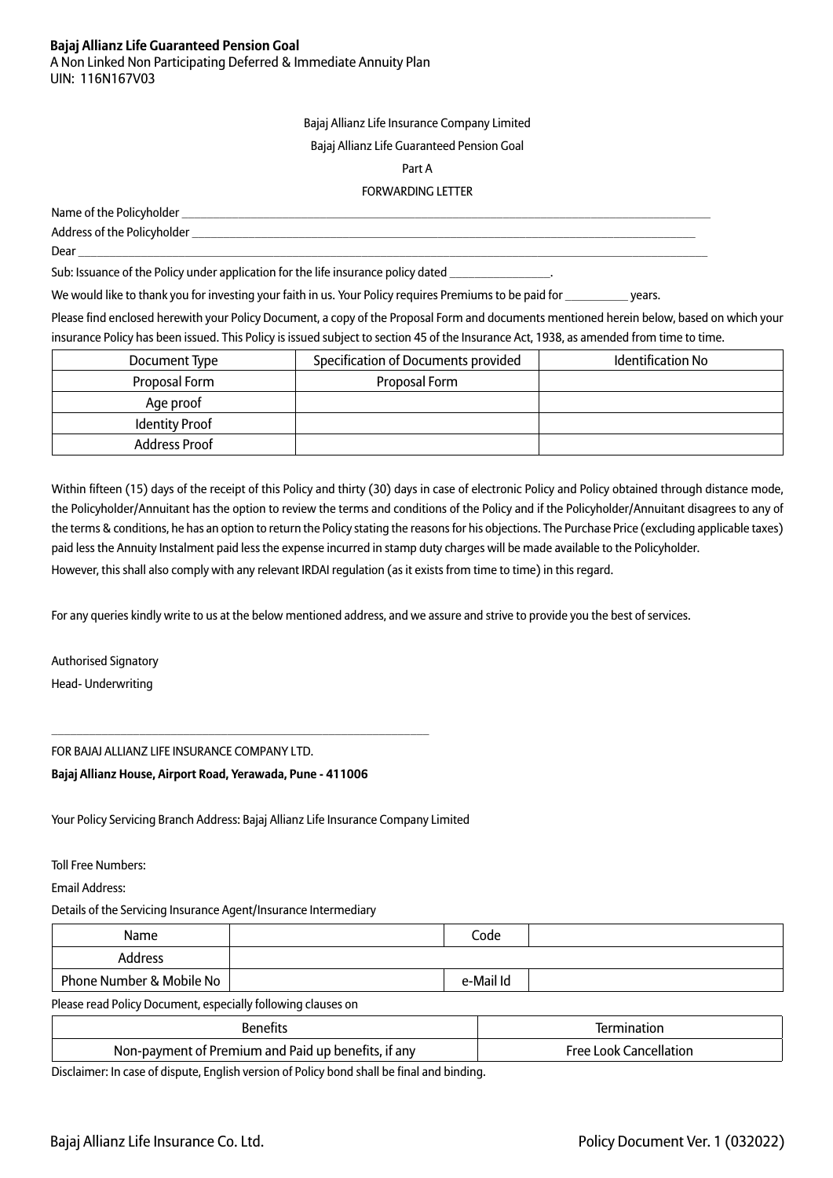**Bajaj Allianz Life Guaranteed Pension Goal**
A Non Linked Non Participating Deferred & Immediate Annuity Plan
UIN: 116N167V03

Bajaj Allianz Life Insurance Company Limited

Bajaj Allianz Life Guaranteed Pension Goal

Part A

FORWARDING LETTER

Name of the Policyholder ______________________________

Address of the Policyholder ______________________________

Dear ______________________________

Sub: Issuance of the Policy under application for the life insurance policy dated ______________.

We would like to thank you for investing your faith in us. Your Policy requires Premiums to be paid for ________ years.

Please find enclosed herewith your Policy Document, a copy of the Proposal Form and documents mentioned herein below, based on which your insurance Policy has been issued. This Policy is issued subject to section 45 of the Insurance Act, 1938, as amended from time to time.

| Document Type | Specification of Documents provided | Identification No |
|---|---|---|
| Proposal Form | Proposal Form | |
| Age proof | | |
| Identity Proof | | |
| Address Proof | | |

Within fifteen (15) days of the receipt of this Policy and thirty (30) days in case of electronic Policy and Policy obtained through distance mode, the Policyholder/Annuitant has the option to review the terms and conditions of the Policy and if the Policyholder/Annuitant disagrees to any of the terms & conditions, he has an option to return the Policy stating the reasons for his objections. The Purchase Price (excluding applicable taxes) paid less the Annuity Instalment paid less the expense incurred in stamp duty charges will be made available to the Policyholder.
However, this shall also comply with any relevant IRDAI regulation (as it exists from time to time) in this regard.

For any queries kindly write to us at the below mentioned address, and we assure and strive to provide you the best of services.

Authorised Signatory

Head- Underwriting

______________________________

FOR BAJAJ ALLIANZ LIFE INSURANCE COMPANY LTD.

**Bajaj Allianz House, Airport Road, Yerawada, Pune - 411006**

Your Policy Servicing Branch Address: Bajaj Allianz Life Insurance Company Limited

Toll Free Numbers:

Email Address:

Details of the Servicing Insurance Agent/Insurance Intermediary

| Name | | Code | |
|---|---|---|---|
| Address | | | |
| Phone Number & Mobile No | | e-Mail Id | |

Please read Policy Document, especially following clauses on

| Benefits | Termination |
|---|---|
| Non-payment of Premium and Paid up benefits, if any | Free Look Cancellation |

Disclaimer: In case of dispute, English version of Policy bond shall be final and binding.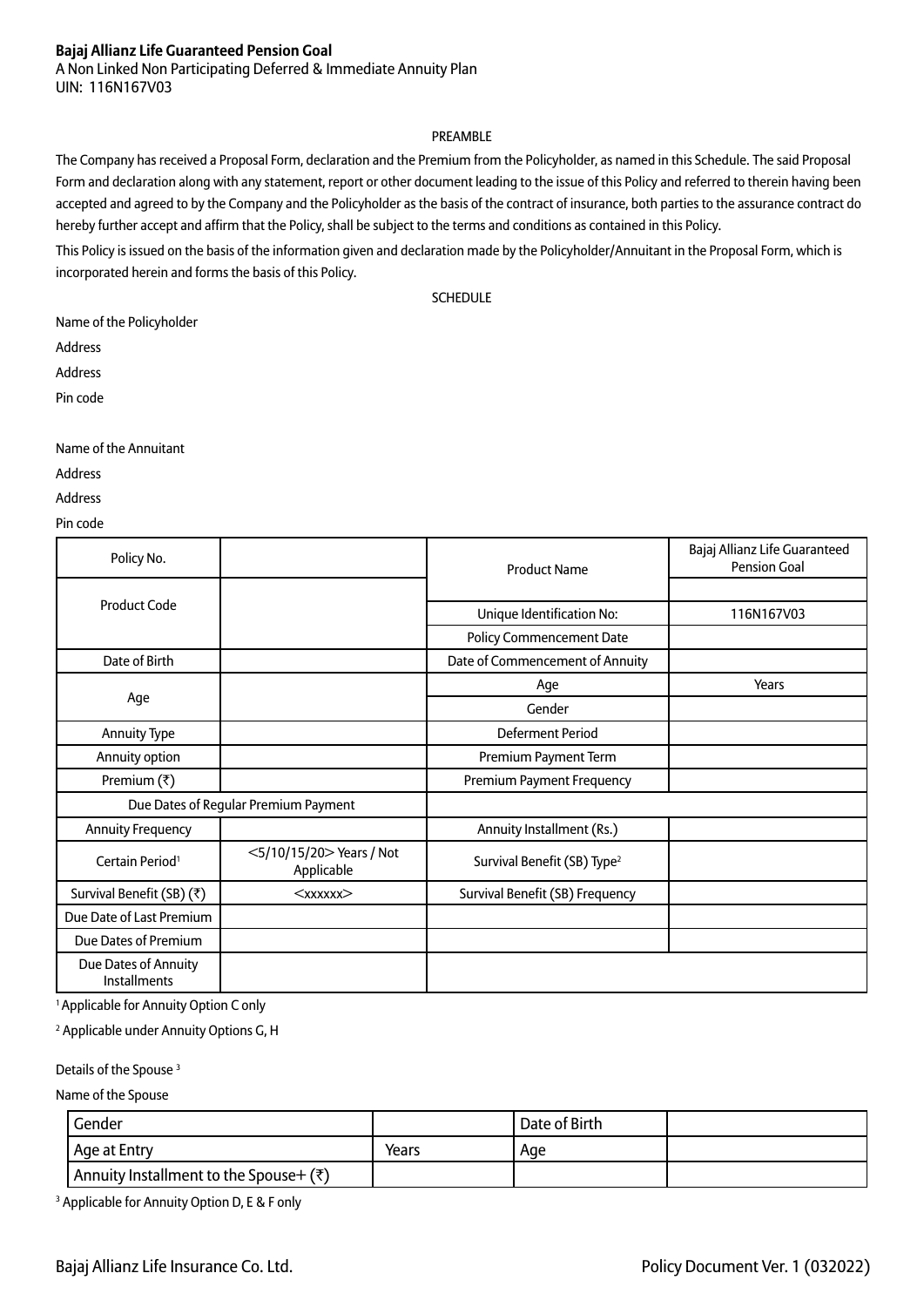**Bajaj Allianz Life Guaranteed Pension Goal**
A Non Linked Non Participating Deferred & Immediate Annuity Plan
UIN: 116N167V03

PREAMBLE

The Company has received a Proposal Form, declaration and the Premium from the Policyholder, as named in this Schedule. The said Proposal Form and declaration along with any statement, report or other document leading to the issue of this Policy and referred to therein having been accepted and agreed to by the Company and the Policyholder as the basis of the contract of insurance, both parties to the assurance contract do hereby further accept and affirm that the Policy, shall be subject to the terms and conditions as contained in this Policy.

This Policy is issued on the basis of the information given and declaration made by the Policyholder/Annuitant in the Proposal Form, which is incorporated herein and forms the basis of this Policy.

SCHEDULE

Name of the Policyholder

Address

Address

Pin code

Name of the Annuitant

Address

Address

Pin code

| Policy No. | | Product Name | Bajaj Allianz Life Guaranteed Pension Goal |
|---|---|---|---|
| Product Code | | | |
| | | Unique Identification No: | 116N167V03 |
| | | Policy Commencement Date | |
| Date of Birth | | Date of Commencement of Annuity | |
| Age | | Age | Years |
| | | Gender | |
| Annuity Type | | Deferment Period | |
| Annuity option | | Premium Payment Term | |
| Premium (₹) | | Premium Payment Frequency | |
| Due Dates of Regular Premium Payment | | | |
| Annuity Frequency | | Annuity Installment (Rs.) | |
| Certain Period[1] | <5/10/15/20> Years / Not Applicable | Survival Benefit (SB) Type[2] | |
| Survival Benefit (SB) (₹) | <xxxxxx> | Survival Benefit (SB) Frequency | |
| Due Date of Last Premium | | | |
| Due Dates of Premium | | | |
| Due Dates of Annuity Installments | | | |

[1] Applicable for Annuity Option C only

[2] Applicable under Annuity Options G, H

Details of the Spouse [3]

Name of the Spouse

| Gender | | Date of Birth | |
|---|---|---|---|
| Age at Entry | Years | Age | |
| Annuity Installment to the Spouse+ (₹) | | | |

[3] Applicable for Annuity Option D, E & F only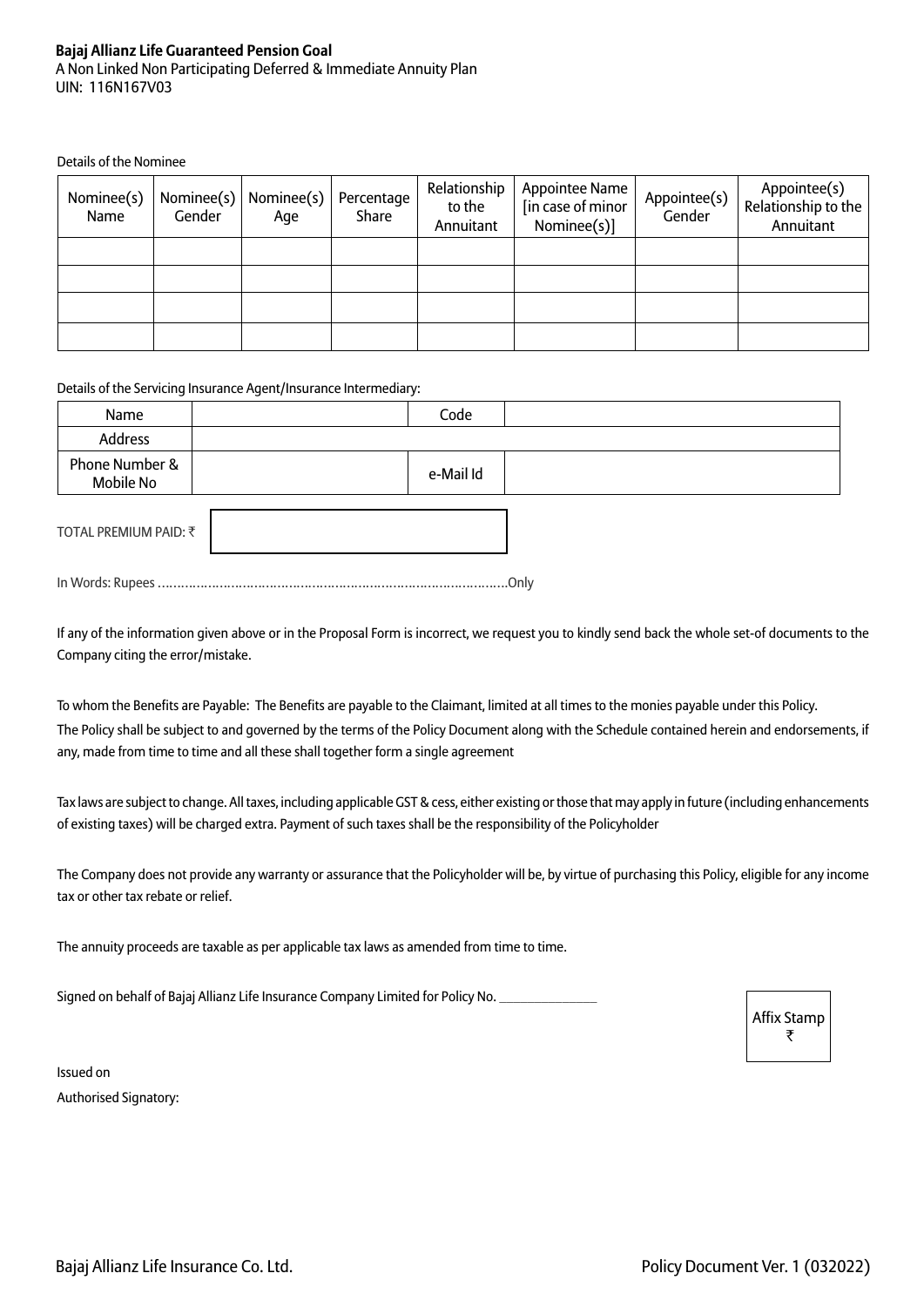**Bajaj Allianz Life Guaranteed Pension Goal**
A Non Linked Non Participating Deferred & Immediate Annuity Plan
UIN: 116N167V03

Details of the Nominee

| Nominee(s) Name | Nominee(s) Gender | Nominee(s) Age | Percentage Share | Relationship to the Annuitant | Appointee Name [in case of minor Nominee(s)] | Appointee(s) Gender | Appointee(s) Relationship to the Annuitant |
|---|---|---|---|---|---|---|---|
| | | | | | | | |
| | | | | | | | |
| | | | | | | | |
| | | | | | | | |

Details of the Servicing Insurance Agent/Insurance Intermediary:

| Name | | Code | |
|---|---|---|---|
| Address | | | |
| Phone Number & Mobile No | | e-Mail Id | |

TOTAL PREMIUM PAID: ₹

In Words: Rupees ………………………………………………………………………………….Only

If any of the information given above or in the Proposal Form is incorrect, we request you to kindly send back the whole set-of documents to the Company citing the error/mistake.

To whom the Benefits are Payable: The Benefits are payable to the Claimant, limited at all times to the monies payable under this Policy.
The Policy shall be subject to and governed by the terms of the Policy Document along with the Schedule contained herein and endorsements, if any, made from time to time and all these shall together form a single agreement

Tax laws are subject to change. All taxes, including applicable GST & cess, either existing or those that may apply in future (including enhancements of existing taxes) will be charged extra. Payment of such taxes shall be the responsibility of the Policyholder

The Company does not provide any warranty or assurance that the Policyholder will be, by virtue of purchasing this Policy, eligible for any income tax or other tax rebate or relief.

The annuity proceeds are taxable as per applicable tax laws as amended from time to time.

Signed on behalf of Bajaj Allianz Life Insurance Company Limited for Policy No. _______________

Affix Stamp ₹

Issued on

Authorised Signatory: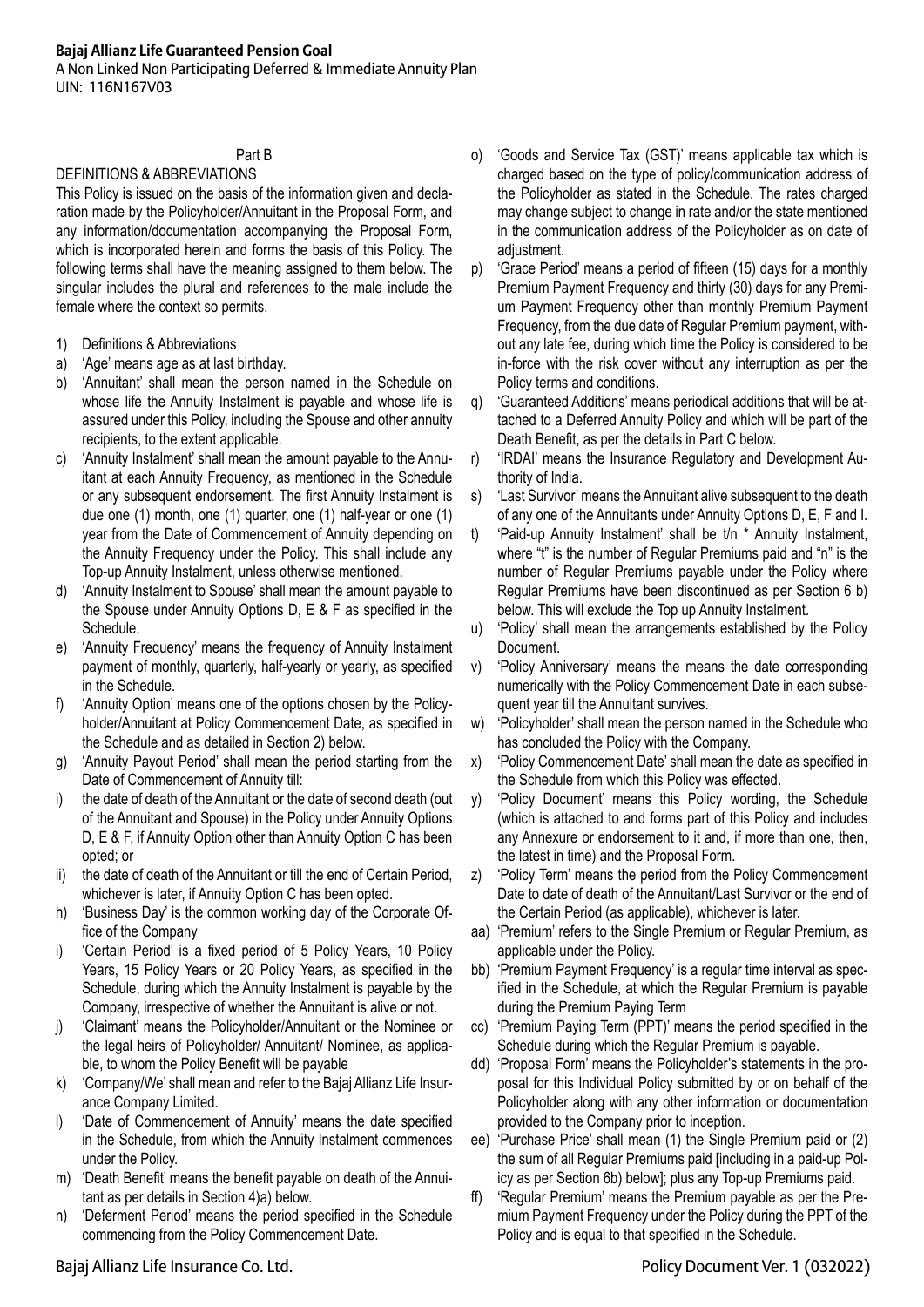Part B

DEFINITIONS & ABBREVIATIONS

This Policy is issued on the basis of the information given and declaration made by the Policyholder/Annuitant in the Proposal Form, and any information/documentation accompanying the Proposal Form, which is incorporated herein and forms the basis of this Policy. The following terms shall have the meaning assigned to them below. The singular includes the plural and references to the male include the female where the context so permits.

1) Definitions & Abbreviations

a) 'Age' means age as at last birthday.

b) 'Annuitant' shall mean the person named in the Schedule on whose life the Annuity Instalment is payable and whose life is assured under this Policy, including the Spouse and other annuity recipients, to the extent applicable.

c) 'Annuity Instalment' shall mean the amount payable to the Annuitant at each Annuity Frequency, as mentioned in the Schedule or any subsequent endorsement. The first Annuity Instalment is due one (1) month, one (1) quarter, one (1) half-year or one (1) year from the Date of Commencement of Annuity depending on the Annuity Frequency under the Policy. This shall include any Top-up Annuity Instalment, unless otherwise mentioned.

d) 'Annuity Instalment to Spouse' shall mean the amount payable to the Spouse under Annuity Options D, E & F as specified in the Schedule.

e) 'Annuity Frequency' means the frequency of Annuity Instalment payment of monthly, quarterly, half-yearly or yearly, as specified in the Schedule.

f) 'Annuity Option' means one of the options chosen by the Policyholder/Annuitant at Policy Commencement Date, as specified in the Schedule and as detailed in Section 2) below.

g) 'Annuity Payout Period' shall mean the period starting from the Date of Commencement of Annuity till:

i) the date of death of the Annuitant or the date of second death (out of the Annuitant and Spouse) in the Policy under Annuity Options D, E & F, if Annuity Option other than Annuity Option C has been opted; or

ii) the date of death of the Annuitant or till the end of Certain Period, whichever is later, if Annuity Option C has been opted.

h) 'Business Day' is the common working day of the Corporate Office of the Company

i) 'Certain Period' is a fixed period of 5 Policy Years, 10 Policy Years, 15 Policy Years or 20 Policy Years, as specified in the Schedule, during which the Annuity Instalment is payable by the Company, irrespective of whether the Annuitant is alive or not.

j) 'Claimant' means the Policyholder/Annuitant or the Nominee or the legal heirs of Policyholder/ Annuitant/ Nominee, as applicable, to whom the Policy Benefit will be payable

k) 'Company/We' shall mean and refer to the Bajaj Allianz Life Insurance Company Limited.

l) 'Date of Commencement of Annuity' means the date specified in the Schedule, from which the Annuity Instalment commences under the Policy.

m) 'Death Benefit' means the benefit payable on death of the Annuitant as per details in Section 4)a) below.

n) 'Deferment Period' means the period specified in the Schedule commencing from the Policy Commencement Date.

o) 'Goods and Service Tax (GST)' means applicable tax which is charged based on the type of policy/communication address of the Policyholder as stated in the Schedule. The rates charged may change subject to change in rate and/or the state mentioned in the communication address of the Policyholder as on date of adjustment.

p) 'Grace Period' means a period of fifteen (15) days for a monthly Premium Payment Frequency and thirty (30) days for any Premium Payment Frequency other than monthly Premium Payment Frequency, from the due date of Regular Premium payment, without any late fee, during which time the Policy is considered to be in-force with the risk cover without any interruption as per the Policy terms and conditions.

q) 'Guaranteed Additions' means periodical additions that will be attached to a Deferred Annuity Policy and which will be part of the Death Benefit, as per the details in Part C below.

r) 'IRDAI' means the Insurance Regulatory and Development Authority of India.

s) 'Last Survivor' means the Annuitant alive subsequent to the death of any one of the Annuitants under Annuity Options D, E, F and I.

t) 'Paid-up Annuity Instalment' shall be t/n * Annuity Instalment, where "t" is the number of Regular Premiums paid and "n" is the number of Regular Premiums payable under the Policy where Regular Premiums have been discontinued as per Section 6 b) below. This will exclude the Top up Annuity Instalment.

u) 'Policy' shall mean the arrangements established by the Policy Document.

v) 'Policy Anniversary' means the means the date corresponding numerically with the Policy Commencement Date in each subsequent year till the Annuitant survives.

w) 'Policyholder' shall mean the person named in the Schedule who has concluded the Policy with the Company.

x) 'Policy Commencement Date' shall mean the date as specified in the Schedule from which this Policy was effected.

y) 'Policy Document' means this Policy wording, the Schedule (which is attached to and forms part of this Policy and includes any Annexure or endorsement to it and, if more than one, then, the latest in time) and the Proposal Form.

z) 'Policy Term' means the period from the Policy Commencement Date to date of death of the Annuitant/Last Survivor or the end of the Certain Period (as applicable), whichever is later.

aa) 'Premium' refers to the Single Premium or Regular Premium, as applicable under the Policy.

bb) 'Premium Payment Frequency' is a regular time interval as specified in the Schedule, at which the Regular Premium is payable during the Premium Paying Term

cc) 'Premium Paying Term (PPT)' means the period specified in the Schedule during which the Regular Premium is payable.

dd) 'Proposal Form' means the Policyholder's statements in the proposal for this Individual Policy submitted by or on behalf of the Policyholder along with any other information or documentation provided to the Company prior to inception.

ee) 'Purchase Price' shall mean (1) the Single Premium paid or (2) the sum of all Regular Premiums paid [including in a paid-up Policy as per Section 6b) below]; plus any Top-up Premiums paid.

ff) 'Regular Premium' means the Premium payable as per the Premium Payment Frequency under the Policy during the PPT of the Policy and is equal to that specified in the Schedule.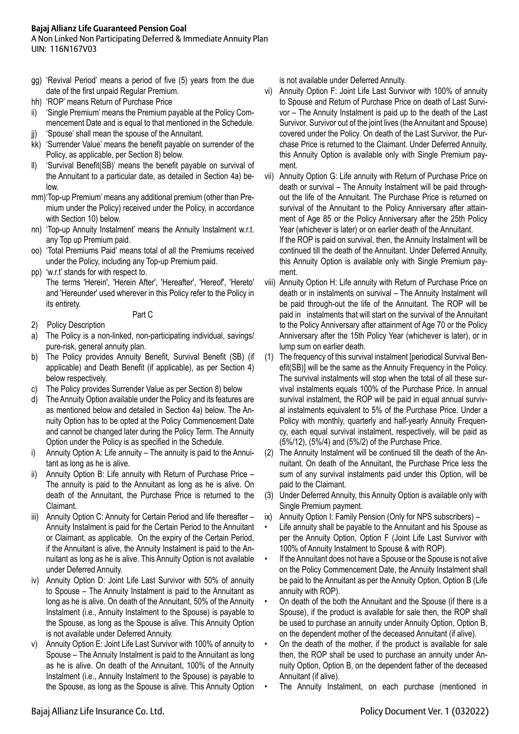gg) 'Revival Period' means a period of five (5) years from the due date of the first unpaid Regular Premium.

hh) 'ROP' means Return of Purchase Price

ii) 'Single Premium' means the Premium payable at the Policy Commencement Date and is equal to that mentioned in the Schedule.

jj) 'Spouse' shall mean the spouse of the Annuitant.

kk) 'Surrender Value' means the benefit payable on surrender of the Policy, as applicable, per Section 8) below.

ll) 'Survival Benefit(SB)' means the benefit payable on survival of the Annuitant to a particular date, as detailed in Section 4a) below.

mm) 'Top-up Premium' means any additional premium (other than Premium under the Policy) received under the Policy, in accordance with Section 10) below.

nn) 'Top-up Annuity Instalment' means the Annuity Instalment w.r.t. any Top up Premium paid.

oo) 'Total Premiums Paid' means total of all the Premiums received under the Policy, including any Top-up Premium paid.

pp) 'w.r.t' stands for with respect to.

The terms 'Herein', 'Herein After', 'Hereafter', 'Hereof', 'Hereto' and 'Hereunder' used wherever in this Policy refer to the Policy in its entirety.

Part C

2) Policy Description

a) The Policy is a non-linked, non-participating individual, savings/ pure-risk, general annuity plan.

b) The Policy provides Annuity Benefit, Survival Benefit (SB) (if applicable) and Death Benefit (if applicable), as per Section 4) below respectively.

c) The Policy provides Surrender Value as per Section 8) below

d) The Annuity Option available under the Policy and its features are as mentioned below and detailed in Section 4a) below. The Annuity Option has to be opted at the Policy Commencement Date and cannot be changed later during the Policy Term. The Annuity Option under the Policy is as specified in the Schedule.

i) Annuity Option A: Life annuity – The annuity is paid to the Annuitant as long as he is alive.

ii) Annuity Option B: Life annuity with Return of Purchase Price – The annuity is paid to the Annuitant as long as he is alive. On death of the Annuitant, the Purchase Price is returned to the Claimant.

iii) Annuity Option C: Annuity for Certain Period and life thereafter – Annuity Instalment is paid for the Certain Period to the Annuitant or Claimant, as applicable. On the expiry of the Certain Period, if the Annuitant is alive, the Annuity Instalment is paid to the Annuitant as long as he is alive. This Annuity Option is not available under Deferred Annuity.

iv) Annuity Option D: Joint Life Last Survivor with 50% of annuity to Spouse – The Annuity Instalment is paid to the Annuitant as long as he is alive. On death of the Annuitant, 50% of the Annuity Instalment (i.e., Annuity Instalment to the Spouse) is payable to the Spouse, as long as the Spouse is alive. This Annuity Option is not available under Deferred Annuity.

v) Annuity Option E: Joint Life Last Survivor with 100% of annuity to Spouse – The Annuity Instalment is paid to the Annuitant as long as he is alive. On death of the Annuitant, 100% of the Annuity Instalment (i.e., Annuity Instalment to the Spouse) is payable to the Spouse, as long as the Spouse is alive. This Annuity Option is not available under Deferred Annuity.

vi) Annuity Option F: Joint Life Last Survivor with 100% of annuity to Spouse and Return of Purchase Price on death of Last Survivor – The Annuity Instalment is paid up to the death of the Last Survivor. Survivor out of the joint lives (the Annuitant and Spouse) covered under the Policy. On death of the Last Survivor, the Purchase Price is returned to the Claimant. Under Deferred Annuity, this Annuity Option is available only with Single Premium payment.

vii) Annuity Option G: Life annuity with Return of Purchase Price on death or survival – The Annuity Instalment will be paid throughout the life of the Annuitant. The Purchase Price is returned on survival of the Annuitant to the Policy Anniversary after attainment of Age 85 or the Policy Anniversary after the 25th Policy Year (whichever is later) or on earlier death of the Annuitant.
If the ROP is paid on survival, then, the Annuity Instalment will be continued till the death of the Annuitant. Under Deferred Annuity, this Annuity Option is available only with Single Premium payment.

viii) Annuity Option H: Life annuity with Return of Purchase Price on death or in instalments on survival – The Annuity Instalment will be paid through-out the life of the Annuitant. The ROP will be paid in instalments that will start on the survival of the Annuitant to the Policy Anniversary after attainment of Age 70 or the Policy Anniversary after the 15th Policy Year (whichever is later), or in lump sum on earlier death.

(1) The frequency of this survival instalment [periodical Survival Benefit(SB)] will be the same as the Annuity Frequency in the Policy. The survival instalments will stop when the total of all these survival instalments equals 100% of the Purchase Price. In annual survival instalment, the ROP will be paid in equal annual survival instalments equivalent to 5% of the Purchase Price. Under a Policy with monthly, quarterly and half-yearly Annuity Frequency, each equal survival instalment, respectively, will be paid as (5%/12), (5%/4) and (5%/2) of the Purchase Price.

(2) The Annuity Instalment will be continued till the death of the Annuitant. On death of the Annuitant, the Purchase Price less the sum of any survival instalments paid under this Option, will be paid to the Claimant.

(3) Under Deferred Annuity, this Annuity Option is available only with Single Premium payment.

ix) Annuity Option I: Family Pension (Only for NPS subscribers) –

- Life annuity shall be payable to the Annuitant and his Spouse as per the Annuity Option, Option F (Joint Life Last Survivor with 100% of Annuity Instalment to Spouse & with ROP).
- If the Annuitant does not have a Spouse or the Spouse is not alive on the Policy Commencement Date, the Annuity Instalment shall be paid to the Annuitant as per the Annuity Option, Option B (Life annuity with ROP).
- On death of the both the Annuitant and the Spouse (if there is a Spouse), if the product is available for sale then, the ROP shall be used to purchase an annuity under Annuity Option, Option B, on the dependent mother of the deceased Annuitant (if alive).
- On the death of the mother, if the product is available for sale then, the ROP shall be used to purchase an annuity under Annuity Option, Option B, on the dependent father of the deceased Annuitant (if alive).
- The Annuity Instalment, on each purchase (mentioned in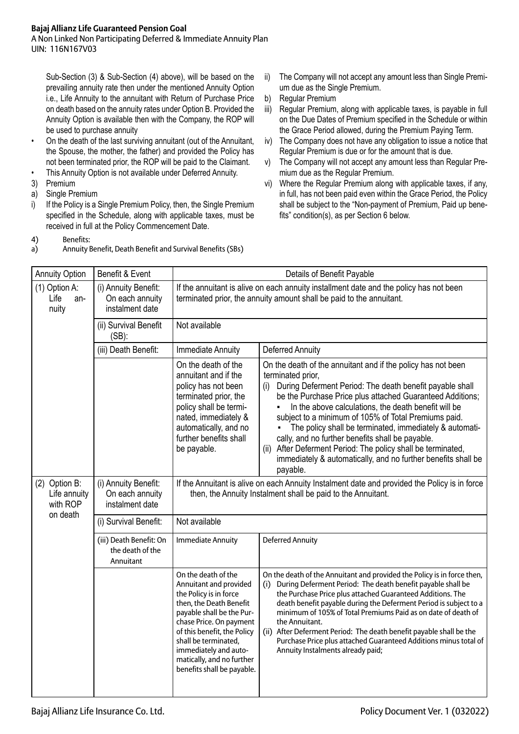Sub-Section (3) & Sub-Section (4) above), will be based on the prevailing annuity rate then under the mentioned Annuity Option i.e., Life Annuity to the annuitant with Return of Purchase Price on death based on the annuity rates under Option B. Provided the Annuity Option is available then with the Company, the ROP will be used to purchase annuity

- On the death of the last surviving annuitant (out of the Annuitant, the Spouse, the mother, the father) and provided the Policy has not been terminated prior, the ROP will be paid to the Claimant.
- This Annuity Option is not available under Deferred Annuity.

3) Premium

a) Single Premium

i) If the Policy is a Single Premium Policy, then, the Single Premium specified in the Schedule, along with applicable taxes, must be received in full at the Policy Commencement Date.

ii) The Company will not accept any amount less than Single Premium due as the Single Premium.

b) Regular Premium

iii) Regular Premium, along with applicable taxes, is payable in full on the Due Dates of Premium specified in the Schedule or within the Grace Period allowed, during the Premium Paying Term.

iv) The Company does not have any obligation to issue a notice that Regular Premium is due or for the amount that is due.

v) The Company will not accept any amount less than Regular Premium due as the Regular Premium.

vi) Where the Regular Premium along with applicable taxes, if any, in full, has not been paid even within the Grace Period, the Policy shall be subject to the "Non-payment of Premium, Paid up benefits" condition(s), as per Section 6 below.

4) Benefits:

a) Annuity Benefit, Death Benefit and Survival Benefits (SBs)

| Annuity Option | Benefit & Event | Details of Benefit Payable | |
|---|---|---|---|
| (1) Option A: Life annuity | (i) Annuity Benefit: On each annuity instalment date | If the annuitant is alive on each annuity installment date and the policy has not been terminated prior, the annuity amount shall be paid to the annuitant. | |
| | (ii) Survival Benefit (SB): | Not available | |
| | (iii) Death Benefit: | Immediate Annuity | Deferred Annuity |
| | | On the death of the annuitant and if the policy has not been terminated prior, the policy shall be terminated, immediately & automatically, and no further benefits shall be payable. | On the death of the annuitant and if the policy has not been terminated prior,<br>(i) During Deferment Period: The death benefit payable shall be the Purchase Price plus attached Guaranteed Additions;<br>▪ In the above calculations, the death benefit will be subject to a minimum of 105% of Total Premiums paid.<br>▪ The policy shall be terminated, immediately & automatically, and no further benefits shall be payable.<br>(ii) After Deferment Period: The policy shall be terminated, immediately & automatically, and no further benefits shall be payable. |
| (2) Option B: Life annuity with ROP on death | (i) Annuity Benefit: On each annuity instalment date | If the Annuitant is alive on each Annuity Instalment date and provided the Policy is in force then, the Annuity Instalment shall be paid to the Annuitant. | |
| | (i) Survival Benefit: | Not available | |
| | (iii) Death Benefit: On the death of the Annuitant | Immediate Annuity | Deferred Annuity |
| | | On the death of the Annuitant and provided the Policy is in force then, the Death Benefit payable shall be the Purchase Price. On payment of this benefit, the Policy shall be terminated, immediately and automatically, and no further benefits shall be payable. | On the death of the Annuitant and provided the Policy is in force then,<br>(i) During Deferment Period: The death benefit payable shall be the Purchase Price plus attached Guaranteed Additions. The death benefit payable during the Deferment Period is subject to a minimum of 105% of Total Premiums Paid as on date of death of the Annuitant.<br>(ii) After Deferment Period: The death benefit payable shall be the Purchase Price plus attached Guaranteed Additions minus total of Annuity Instalments already paid; |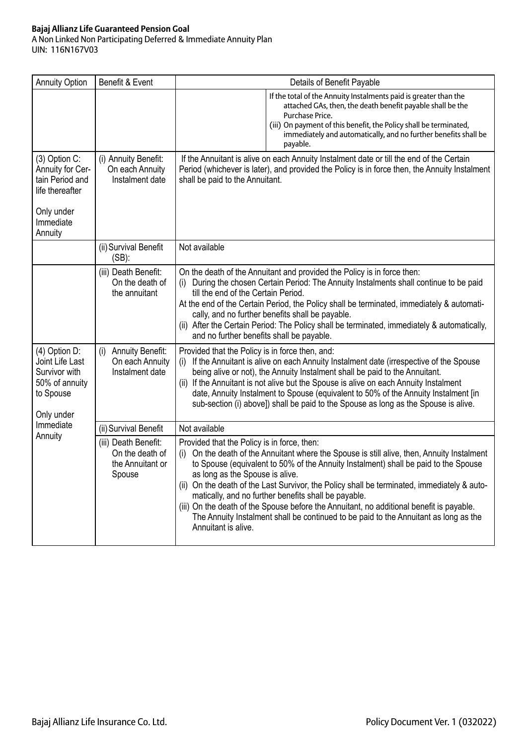| Annuity Option | Benefit & Event | Details of Benefit Payable | |
|---|---|---|---|
| | | | If the total of the Annuity Instalments paid is greater than the attached GAs, then, the death benefit payable shall be the Purchase Price.<br>(iii) On payment of this benefit, the Policy shall be terminated, immediately and automatically, and no further benefits shall be payable. |
| (3) Option C: Annuity for Certain Period and life thereafter<br><br>Only under Immediate Annuity | (i) Annuity Benefit: On each Annuity Instalment date | If the Annuitant is alive on each Annuity Instalment date or till the end of the Certain Period (whichever is later), and provided the Policy is in force then, the Annuity Instalment shall be paid to the Annuitant. | |
| | (ii) Survival Benefit (SB): | Not available | |
| | (iii) Death Benefit: On the death of the annuitant | On the death of the Annuitant and provided the Policy is in force then:<br>(i) During the chosen Certain Period: The Annuity Instalments shall continue to be paid till the end of the Certain Period.<br>At the end of the Certain Period, the Policy shall be terminated, immediately & automatically, and no further benefits shall be payable.<br>(ii) After the Certain Period: The Policy shall be terminated, immediately & automatically, and no further benefits shall be payable. | |
| (4) Option D: Joint Life Last Survivor with 50% of annuity to Spouse<br><br>Only under Immediate Annuity | (i) Annuity Benefit: On each Annuity Instalment date | Provided that the Policy is in force then, and:<br>(i) If the Annuitant is alive on each Annuity Instalment date (irrespective of the Spouse being alive or not), the Annuity Instalment shall be paid to the Annuitant.<br>(ii) If the Annuitant is not alive but the Spouse is alive on each Annuity Instalment date, Annuity Instalment to Spouse (equivalent to 50% of the Annuity Instalment [in sub-section (i) above]) shall be paid to the Spouse as long as the Spouse is alive. | |
| | (ii) Survival Benefit | Not available | |
| | (iii) Death Benefit: On the death of the Annuitant or Spouse | Provided that the Policy is in force, then:<br>(i) On the death of the Annuitant where the Spouse is still alive, then, Annuity Instalment to Spouse (equivalent to 50% of the Annuity Instalment) shall be paid to the Spouse as long as the Spouse is alive.<br>(ii) On the death of the Last Survivor, the Policy shall be terminated, immediately & automatically, and no further benefits shall be payable.<br>(iii) On the death of the Spouse before the Annuitant, no additional benefit is payable. The Annuity Instalment shall be continued to be paid to the Annuitant as long as the Annuitant is alive. | |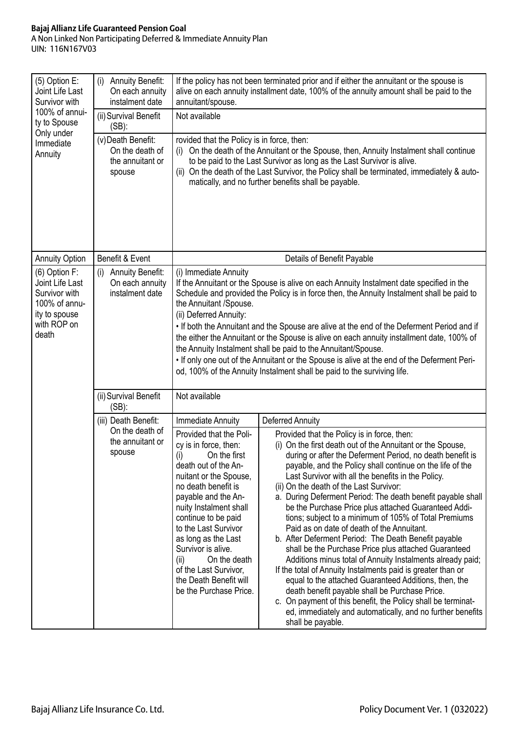| (5) Option E: Joint Life Last Survivor with 100% of annuity to Spouse Only under Immediate Annuity | (i) Annuity Benefit: On each annuity instalment date | If the policy has not been terminated prior and if either the annuitant or the spouse is alive on each annuity installment date, 100% of the annuity amount shall be paid to the annuitant/spouse. | |
|---|---|---|---|
| | (ii) Survival Benefit (SB): | Not available | |
| | (v) Death Benefit: On the death of the annuitant or spouse | rovided that the Policy is in force, then:<br>(i) On the death of the Annuitant or the Spouse, then, Annuity Instalment shall continue to be paid to the Last Survivor as long as the Last Survivor is alive.<br>(ii) On the death of the Last Survivor, the Policy shall be terminated, immediately & automatically, and no further benefits shall be payable. | |
| **Annuity Option** | **Benefit & Event** | **Details of Benefit Payable** | |
| (6) Option F: Joint Life Last Survivor with 100% of annuity to spouse with ROP on death | (i) Annuity Benefit: On each annuity instalment date | (i) Immediate Annuity<br>If the Annuitant or the Spouse is alive on each Annuity Instalment date specified in the Schedule and provided the Policy is in force then, the Annuity Instalment shall be paid to the Annuitant /Spouse.<br>(ii) Deferred Annuity:<br>• If both the Annuitant and the Spouse are alive at the end of the Deferment Period and if the either the Annuitant or the Spouse is alive on each annuity installment date, 100% of the Annuity Instalment shall be paid to the Annuitant/Spouse.<br>• If only one out of the Annuitant or the Spouse is alive at the end of the Deferment Period, 100% of the Annuity Instalment shall be paid to the surviving life. | |
| | (ii) Survival Benefit (SB): | Not available | |
| | (iii) Death Benefit: On the death of the annuitant or spouse | Immediate Annuity | Deferred Annuity |
| | | Provided that the Policy is in force, then:<br>(i) On the first death out of the Annuitant or the Spouse, no death benefit is payable and the Annuity Instalment shall continue to be paid to the Last Survivor as long as the Last Survivor is alive.<br>(ii) On the death of the Last Survivor, the Death Benefit will be the Purchase Price. | Provided that the Policy is in force, then:<br>(i) On the first death out of the Annuitant or the Spouse, during or after the Deferment Period, no death benefit is payable, and the Policy shall continue on the life of the Last Survivor with all the benefits in the Policy.<br>(ii) On the death of the Last Survivor:<br>a. During Deferment Period: The death benefit payable shall be the Purchase Price plus attached Guaranteed Additions; subject to a minimum of 105% of Total Premiums Paid as on date of death of the Annuitant.<br>b. After Deferment Period: The Death Benefit payable shall be the Purchase Price plus attached Guaranteed Additions minus total of Annuity Instalments already paid;<br>If the total of Annuity Instalments paid is greater than or equal to the attached Guaranteed Additions, then, the death benefit payable shall be Purchase Price.<br>c. On payment of this benefit, the Policy shall be terminated, immediately and automatically, and no further benefits shall be payable. |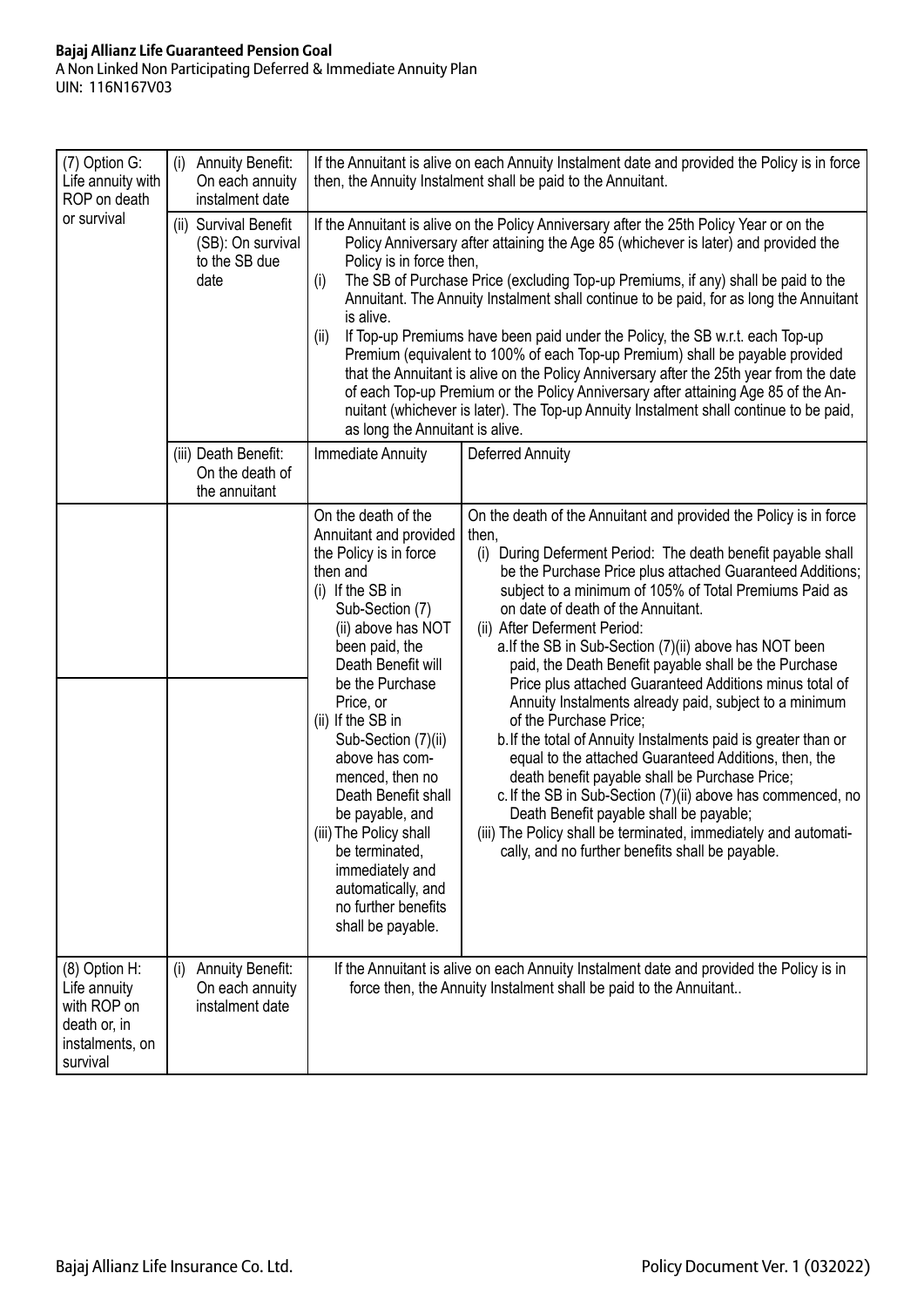| | | | |
|---|---|---|---|
| (7) Option G: Life annuity with ROP on death or survival | (i) Annuity Benefit: On each annuity instalment date | If the Annuitant is alive on each Annuity Instalment date and provided the Policy is in force then, the Annuity Instalment shall be paid to the Annuitant. | |
| | (ii) Survival Benefit (SB): On survival to the SB due date | If the Annuitant is alive on the Policy Anniversary after the 25th Policy Year or on the Policy Anniversary after attaining the Age 85 (whichever is later) and provided the Policy is in force then,<br>(i) The SB of Purchase Price (excluding Top-up Premiums, if any) shall be paid to the Annuitant. The Annuity Instalment shall continue to be paid, for as long the Annuitant is alive.<br>(ii) If Top-up Premiums have been paid under the Policy, the SB w.r.t. each Top-up Premium (equivalent to 100% of each Top-up Premium) shall be payable provided that the Annuitant is alive on the Policy Anniversary after the 25th year from the date of each Top-up Premium or the Policy Anniversary after attaining Age 85 of the Annuitant (whichever is later). The Top-up Annuity Instalment shall continue to be paid, as long the Annuitant is alive. | |
| | (iii) Death Benefit: On the death of the annuitant | Immediate Annuity | Deferred Annuity |
| | | On the death of the Annuitant and provided the Policy is in force then and<br>(i) If the SB in Sub-Section (7) (ii) above has NOT been paid, the Death Benefit will be the Purchase Price, or<br>(ii) If the SB in Sub-Section (7)(ii) above has commenced, then no Death Benefit shall be payable, and<br>(iii) The Policy shall be terminated, immediately and automatically, and no further benefits shall be payable. | On the death of the Annuitant and provided the Policy is in force then,<br>(i) During Deferment Period: The death benefit payable shall be the Purchase Price plus attached Guaranteed Additions; subject to a minimum of 105% of Total Premiums Paid as on date of death of the Annuitant.<br>(ii) After Deferment Period:<br>a. If the SB in Sub-Section (7)(ii) above has NOT been paid, the Death Benefit payable shall be the Purchase Price plus attached Guaranteed Additions minus total of Annuity Instalments already paid, subject to a minimum of the Purchase Price;<br>b. If the total of Annuity Instalments paid is greater than or equal to the attached Guaranteed Additions, then, the death benefit payable shall be Purchase Price;<br>c. If the SB in Sub-Section (7)(ii) above has commenced, no Death Benefit payable shall be payable;<br>(iii) The Policy shall be terminated, immediately and automatically, and no further benefits shall be payable. |
| (8) Option H: Life annuity with ROP on death or, in instalments, on survival | (i) Annuity Benefit: On each annuity instalment date | If the Annuitant is alive on each Annuity Instalment date and provided the Policy is in force then, the Annuity Instalment shall be paid to the Annuitant.. | |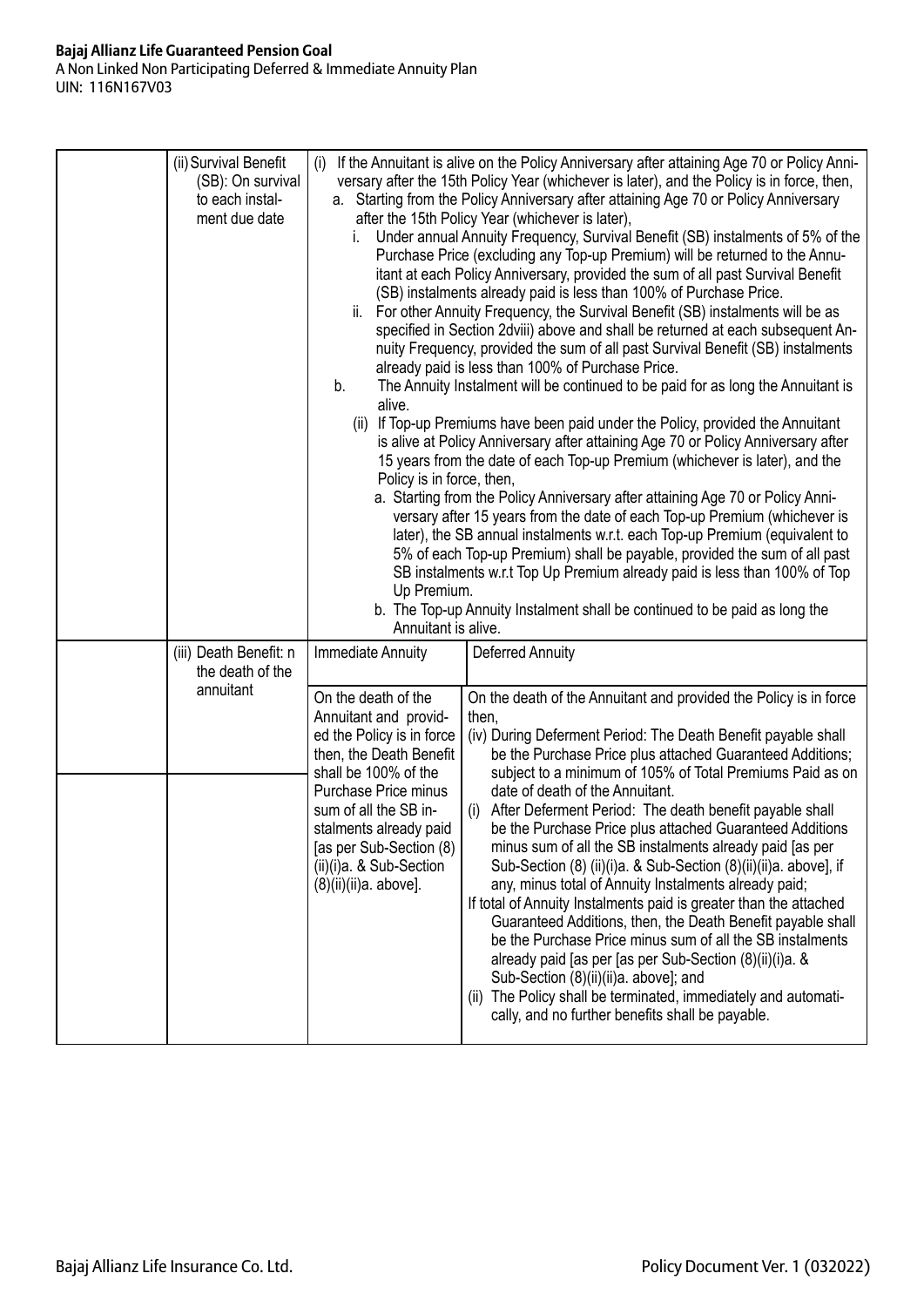| | | | |
|---|---|---|---|
| | (ii) Survival Benefit (SB): On survival to each instalment due date | (i) If the Annuitant is alive on the Policy Anniversary after attaining Age 70 or Policy Anniversary after the 15th Policy Year (whichever is later), and the Policy is in force, then,<br>a. Starting from the Policy Anniversary after attaining Age 70 or Policy Anniversary after the 15th Policy Year (whichever is later),<br>i. Under annual Annuity Frequency, Survival Benefit (SB) instalments of 5% of the Purchase Price (excluding any Top-up Premium) will be returned to the Annuitant at each Policy Anniversary, provided the sum of all past Survival Benefit (SB) instalments already paid is less than 100% of Purchase Price.<br>ii. For other Annuity Frequency, the Survival Benefit (SB) instalments will be as specified in Section 2dviii) above and shall be returned at each subsequent Annuity Frequency, provided the sum of all past Survival Benefit (SB) instalments already paid is less than 100% of Purchase Price.<br>b. The Annuity Instalment will be continued to be paid for as long the Annuitant is alive.<br>(ii) If Top-up Premiums have been paid under the Policy, provided the Annuitant is alive at Policy Anniversary after attaining Age 70 or Policy Anniversary after 15 years from the date of each Top-up Premium (whichever is later), and the Policy is in force, then,<br>a. Starting from the Policy Anniversary after attaining Age 70 or Policy Anniversary after 15 years from the date of each Top-up Premium (whichever is later), the SB annual instalments w.r.t. each Top-up Premium (equivalent to 5% of each Top-up Premium) shall be payable, provided the sum of all past SB instalments w.r.t Top Up Premium already paid is less than 100% of Top Up Premium.<br>b. The Top-up Annuity Instalment shall be continued to be paid as long the Annuitant is alive. | |
| | (iii) Death Benefit: n the death of the annuitant | Immediate Annuity | Deferred Annuity |
| | | On the death of the Annuitant and provided the Policy is in force then, the Death Benefit shall be 100% of the Purchase Price minus sum of all the SB instalments already paid [as per Sub-Section (8) (ii)(i)a. & Sub-Section (8)(ii)(ii)a. above]. | On the death of the Annuitant and provided the Policy is in force then,<br>(iv) During Deferment Period: The Death Benefit payable shall be the Purchase Price plus attached Guaranteed Additions; subject to a minimum of 105% of Total Premiums Paid as on date of death of the Annuitant.<br>(i) After Deferment Period: The death benefit payable shall be the Purchase Price plus attached Guaranteed Additions minus sum of all the SB instalments already paid [as per Sub-Section (8) (ii)(i)a. & Sub-Section (8)(ii)(ii)a. above], if any, minus total of Annuity Instalments already paid;<br>If total of Annuity Instalments paid is greater than the attached Guaranteed Additions, then, the Death Benefit payable shall be the Purchase Price minus sum of all the SB instalments already paid [as per [as per Sub-Section (8)(ii)(i)a. & Sub-Section (8)(ii)(ii)a. above]; and<br>(ii) The Policy shall be terminated, immediately and automatically, and no further benefits shall be payable. |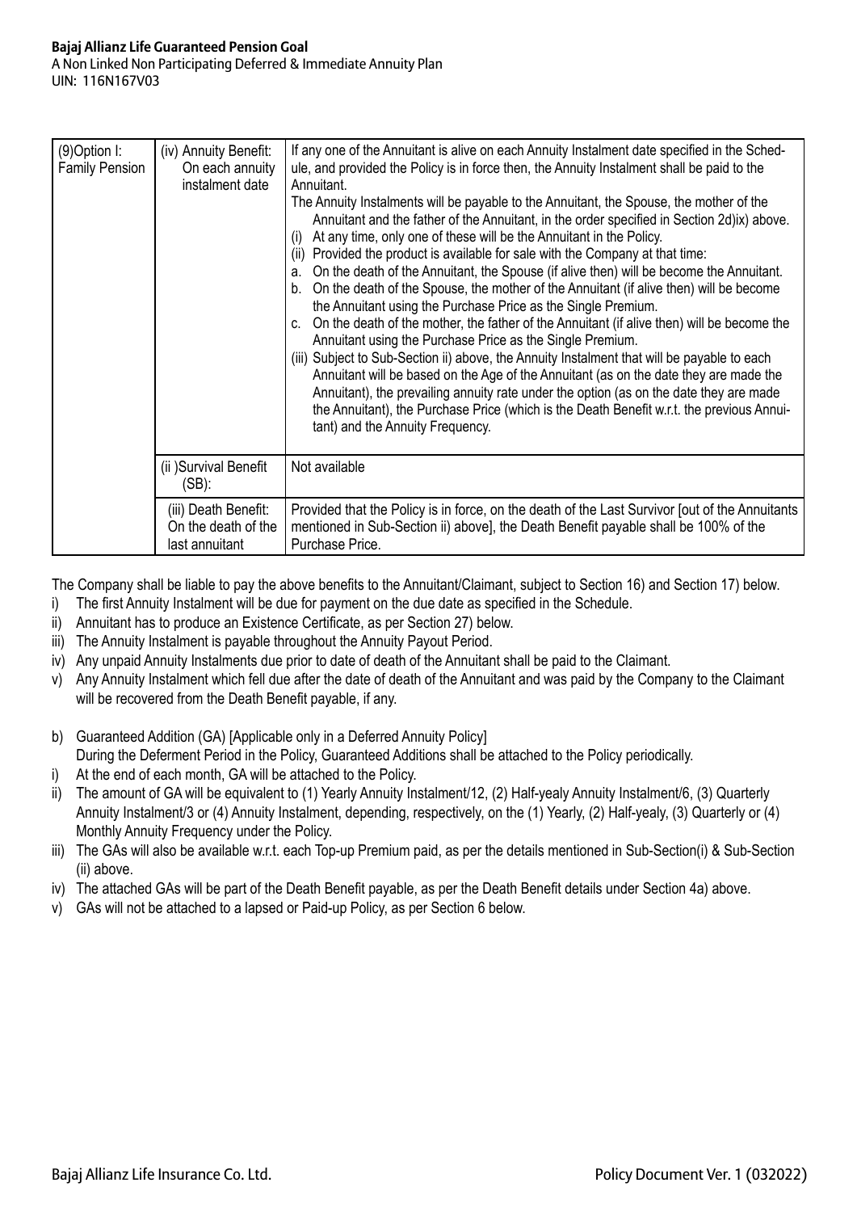| (9)Option I: Family Pension | (iv) Annuity Benefit: On each annuity instalment date | If any one of the Annuitant is alive on each Annuity Instalment date specified in the Schedule, and provided the Policy is in force then, the Annuity Instalment shall be paid to the Annuitant.<br>The Annuity Instalments will be payable to the Annuitant, the Spouse, the mother of the Annuitant and the father of the Annuitant, in the order specified in Section 2d)ix) above.<br>(i) At any time, only one of these will be the Annuitant in the Policy.<br>(ii) Provided the product is available for sale with the Company at that time:<br>a. On the death of the Annuitant, the Spouse (if alive then) will be become the Annuitant.<br>b. On the death of the Spouse, the mother of the Annuitant (if alive then) will be become the Annuitant using the Purchase Price as the Single Premium.<br>c. On the death of the mother, the father of the Annuitant (if alive then) will be become the Annuitant using the Purchase Price as the Single Premium.<br>(iii) Subject to Sub-Section ii) above, the Annuity Instalment that will be payable to each Annuitant will be based on the Age of the Annuitant (as on the date they are made the Annuitant), the prevailing annuity rate under the option (as on the date they are made the Annuitant), the Purchase Price (which is the Death Benefit w.r.t. the previous Annuitant) and the Annuity Frequency. |
|---|---|---|
| | (ii )Survival Benefit (SB): | Not available |
| | (iii) Death Benefit: On the death of the last annuitant | Provided that the Policy is in force, on the death of the Last Survivor [out of the Annuitants mentioned in Sub-Section ii) above], the Death Benefit payable shall be 100% of the Purchase Price. |

The Company shall be liable to pay the above benefits to the Annuitant/Claimant, subject to Section 16) and Section 17) below.

i) The first Annuity Instalment will be due for payment on the due date as specified in the Schedule.
ii) Annuitant has to produce an Existence Certificate, as per Section 27) below.
iii) The Annuity Instalment is payable throughout the Annuity Payout Period.
iv) Any unpaid Annuity Instalments due prior to date of death of the Annuitant shall be paid to the Claimant.
v) Any Annuity Instalment which fell due after the date of death of the Annuitant and was paid by the Company to the Claimant will be recovered from the Death Benefit payable, if any.

b) Guaranteed Addition (GA) [Applicable only in a Deferred Annuity Policy]
During the Deferment Period in the Policy, Guaranteed Additions shall be attached to the Policy periodically.

i) At the end of each month, GA will be attached to the Policy.
ii) The amount of GA will be equivalent to (1) Yearly Annuity Instalment/12, (2) Half-yealy Annuity Instalment/6, (3) Quarterly Annuity Instalment/3 or (4) Annuity Instalment, depending, respectively, on the (1) Yearly, (2) Half-yealy, (3) Quarterly or (4) Monthly Annuity Frequency under the Policy.
iii) The GAs will also be available w.r.t. each Top-up Premium paid, as per the details mentioned in Sub-Section(i) & Sub-Section (ii) above.
iv) The attached GAs will be part of the Death Benefit payable, as per the Death Benefit details under Section 4a) above.
v) GAs will not be attached to a lapsed or Paid-up Policy, as per Section 6 below.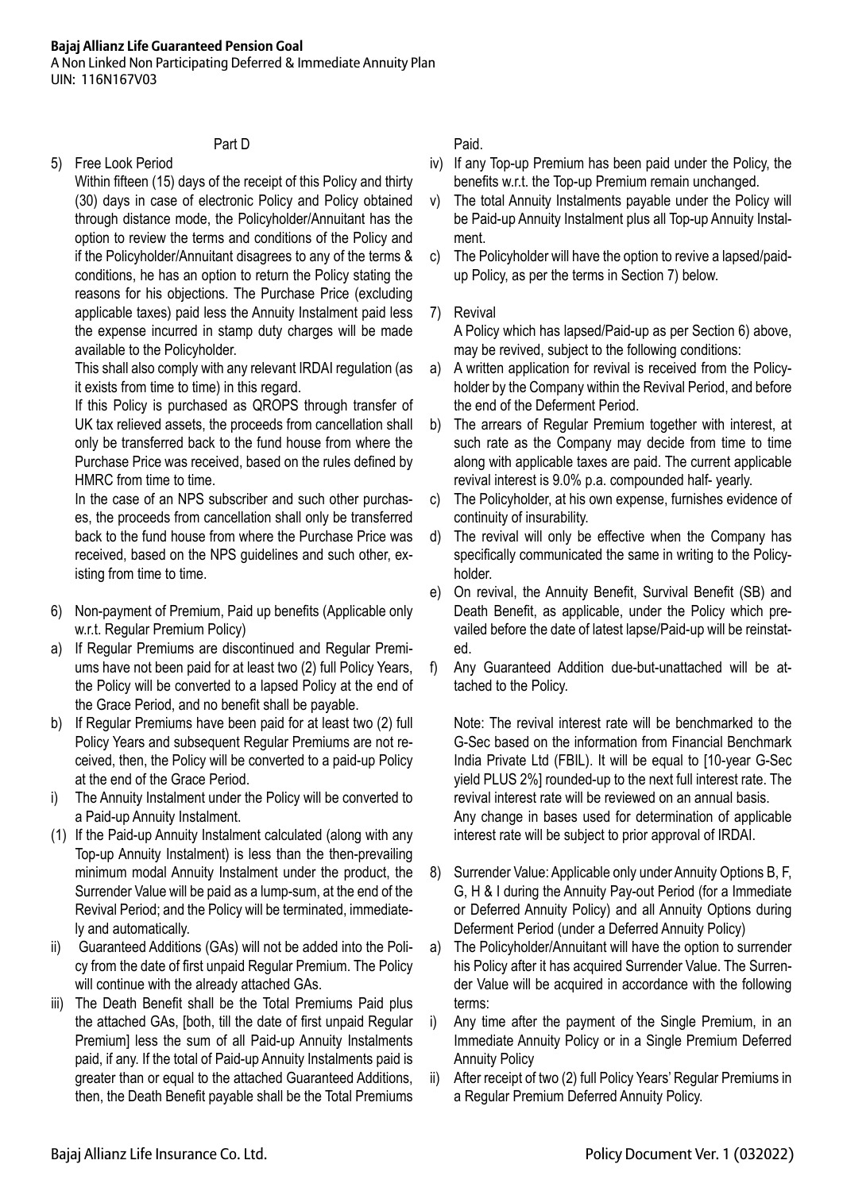Part D

5) Free Look Period

Within fifteen (15) days of the receipt of this Policy and thirty (30) days in case of electronic Policy and Policy obtained through distance mode, the Policyholder/Annuitant has the option to review the terms and conditions of the Policy and if the Policyholder/Annuitant disagrees to any of the terms & conditions, he has an option to return the Policy stating the reasons for his objections. The Purchase Price (excluding applicable taxes) paid less the Annuity Instalment paid less the expense incurred in stamp duty charges will be made available to the Policyholder.

This shall also comply with any relevant IRDAI regulation (as it exists from time to time) in this regard.

If this Policy is purchased as QROPS through transfer of UK tax relieved assets, the proceeds from cancellation shall only be transferred back to the fund house from where the Purchase Price was received, based on the rules defined by HMRC from time to time.

In the case of an NPS subscriber and such other purchases, the proceeds from cancellation shall only be transferred back to the fund house from where the Purchase Price was received, based on the NPS guidelines and such other, existing from time to time.

6) Non-payment of Premium, Paid up benefits (Applicable only w.r.t. Regular Premium Policy)

a) If Regular Premiums are discontinued and Regular Premiums have not been paid for at least two (2) full Policy Years, the Policy will be converted to a lapsed Policy at the end of the Grace Period, and no benefit shall be payable.

b) If Regular Premiums have been paid for at least two (2) full Policy Years and subsequent Regular Premiums are not received, then, the Policy will be converted to a paid-up Policy at the end of the Grace Period.

i) The Annuity Instalment under the Policy will be converted to a Paid-up Annuity Instalment.

(1) If the Paid-up Annuity Instalment calculated (along with any Top-up Annuity Instalment) is less than the then-prevailing minimum modal Annuity Instalment under the product, the Surrender Value will be paid as a lump-sum, at the end of the Revival Period; and the Policy will be terminated, immediately and automatically.

ii) Guaranteed Additions (GAs) will not be added into the Policy from the date of first unpaid Regular Premium. The Policy will continue with the already attached GAs.

iii) The Death Benefit shall be the Total Premiums Paid plus the attached GAs, [both, till the date of first unpaid Regular Premium] less the sum of all Paid-up Annuity Instalments paid, if any. If the total of Paid-up Annuity Instalments paid is greater than or equal to the attached Guaranteed Additions, then, the Death Benefit payable shall be the Total Premiums Paid.

iv) If any Top-up Premium has been paid under the Policy, the benefits w.r.t. the Top-up Premium remain unchanged.

v) The total Annuity Instalments payable under the Policy will be Paid-up Annuity Instalment plus all Top-up Annuity Instalment.

c) The Policyholder will have the option to revive a lapsed/paid-up Policy, as per the terms in Section 7) below.

7) Revival

A Policy which has lapsed/Paid-up as per Section 6) above, may be revived, subject to the following conditions:

a) A written application for revival is received from the Policyholder by the Company within the Revival Period, and before the end of the Deferment Period.

b) The arrears of Regular Premium together with interest, at such rate as the Company may decide from time to time along with applicable taxes are paid. The current applicable revival interest is 9.0% p.a. compounded half- yearly.

c) The Policyholder, at his own expense, furnishes evidence of continuity of insurability.

d) The revival will only be effective when the Company has specifically communicated the same in writing to the Policyholder.

e) On revival, the Annuity Benefit, Survival Benefit (SB) and Death Benefit, as applicable, under the Policy which prevailed before the date of latest lapse/Paid-up will be reinstated.

f) Any Guaranteed Addition due-but-unattached will be attached to the Policy.

Note: The revival interest rate will be benchmarked to the G-Sec based on the information from Financial Benchmark India Private Ltd (FBIL). It will be equal to [10-year G-Sec yield PLUS 2%] rounded-up to the next full interest rate. The revival interest rate will be reviewed on an annual basis.

Any change in bases used for determination of applicable interest rate will be subject to prior approval of IRDAI.

8) Surrender Value: Applicable only under Annuity Options B, F, G, H & I during the Annuity Pay-out Period (for a Immediate or Deferred Annuity Policy) and all Annuity Options during Deferment Period (under a Deferred Annuity Policy)

a) The Policyholder/Annuitant will have the option to surrender his Policy after it has acquired Surrender Value. The Surrender Value will be acquired in accordance with the following terms:

i) Any time after the payment of the Single Premium, in an Immediate Annuity Policy or in a Single Premium Deferred Annuity Policy

ii) After receipt of two (2) full Policy Years' Regular Premiums in a Regular Premium Deferred Annuity Policy.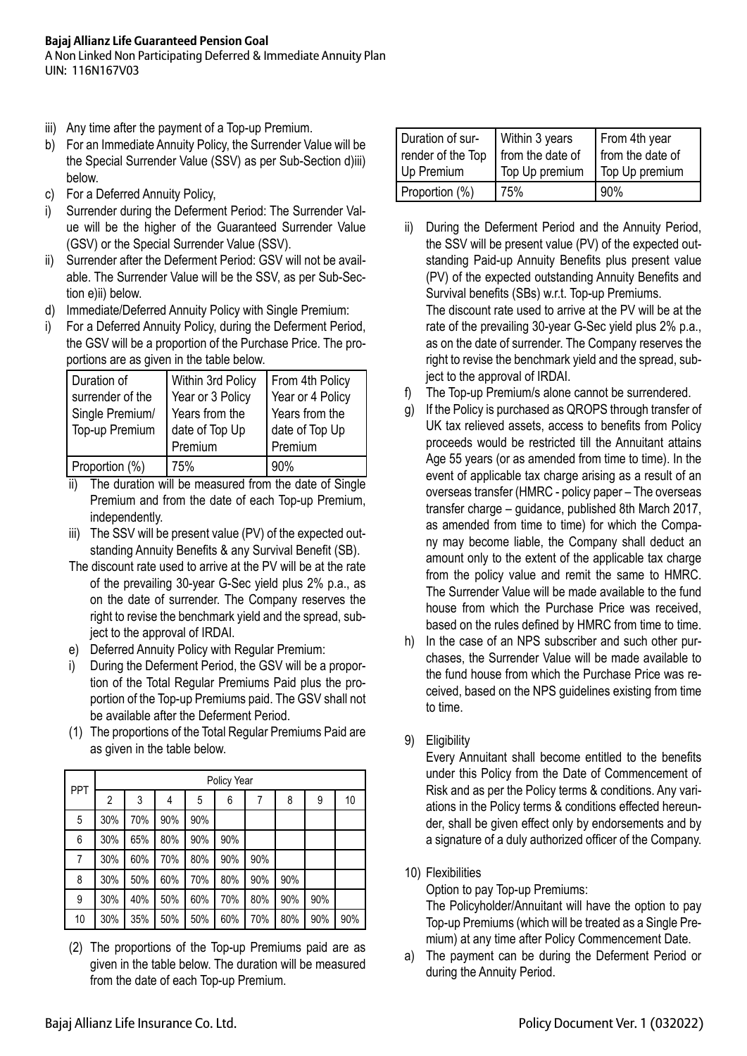iii) Any time after the payment of a Top-up Premium.

b) For an Immediate Annuity Policy, the Surrender Value will be the Special Surrender Value (SSV) as per Sub-Section d)iii) below.

c) For a Deferred Annuity Policy,

i) Surrender during the Deferment Period: The Surrender Value will be the higher of the Guaranteed Surrender Value (GSV) or the Special Surrender Value (SSV).

ii) Surrender after the Deferment Period: GSV will not be available. The Surrender Value will be the SSV, as per Sub-Section e)ii) below.

d) Immediate/Deferred Annuity Policy with Single Premium:

i) For a Deferred Annuity Policy, during the Deferment Period, the GSV will be a proportion of the Purchase Price. The proportions are as given in the table below.

| Duration of surrender of the Single Premium/ Top-up Premium | Within 3rd Policy Year or 3 Policy Years from the date of Top Up Premium | From 4th Policy Year or 4 Policy Years from the date of Top Up Premium |
|---|---|---|
| Proportion (%) | 75% | 90% |

ii) The duration will be measured from the date of Single Premium and from the date of each Top-up Premium, independently.

iii) The SSV will be present value (PV) of the expected outstanding Annuity Benefits & any Survival Benefit (SB).

The discount rate used to arrive at the PV will be at the rate of the prevailing 30-year G-Sec yield plus 2% p.a., as on the date of surrender. The Company reserves the right to revise the benchmark yield and the spread, subject to the approval of IRDAI.

e) Deferred Annuity Policy with Regular Premium:

i) During the Deferment Period, the GSV will be a proportion of the Total Regular Premiums Paid plus the proportion of the Top-up Premiums paid. The GSV shall not be available after the Deferment Period.

(1) The proportions of the Total Regular Premiums Paid are as given in the table below.

| PPT | Policy Year | | | | | | | | |
|---|---|---|---|---|---|---|---|---|---|
| | 2 | 3 | 4 | 5 | 6 | 7 | 8 | 9 | 10 |
| 5 | 30% | 70% | 90% | 90% | | | | | |
| 6 | 30% | 65% | 80% | 90% | 90% | | | | |
| 7 | 30% | 60% | 70% | 80% | 90% | 90% | | | |
| 8 | 30% | 50% | 60% | 70% | 80% | 90% | 90% | | |
| 9 | 30% | 40% | 50% | 60% | 70% | 80% | 90% | 90% | |
| 10 | 30% | 35% | 50% | 50% | 60% | 70% | 80% | 90% | 90% |

(2) The proportions of the Top-up Premiums paid are as given in the table below. The duration will be measured from the date of each Top-up Premium.

| Duration of surrender of the Top Up Premium | Within 3 years from the date of Top Up premium | From 4th year from the date of Top Up premium |
|---|---|---|
| Proportion (%) | 75% | 90% |

ii) During the Deferment Period and the Annuity Period, the SSV will be present value (PV) of the expected outstanding Paid-up Annuity Benefits plus present value (PV) of the expected outstanding Annuity Benefits and Survival benefits (SBs) w.r.t. Top-up Premiums.

The discount rate used to arrive at the PV will be at the rate of the prevailing 30-year G-Sec yield plus 2% p.a., as on the date of surrender. The Company reserves the right to revise the benchmark yield and the spread, subject to the approval of IRDAI.

f) The Top-up Premium/s alone cannot be surrendered.

g) If the Policy is purchased as QROPS through transfer of UK tax relieved assets, access to benefits from Policy proceeds would be restricted till the Annuitant attains Age 55 years (or as amended from time to time). In the event of applicable tax charge arising as a result of an overseas transfer (HMRC - policy paper – The overseas transfer charge – guidance, published 8th March 2017, as amended from time to time) for which the Company may become liable, the Company shall deduct an amount only to the extent of the applicable tax charge from the policy value and remit the same to HMRC. The Surrender Value will be made available to the fund house from which the Purchase Price was received, based on the rules defined by HMRC from time to time.

h) In the case of an NPS subscriber and such other purchases, the Surrender Value will be made available to the fund house from which the Purchase Price was received, based on the NPS guidelines existing from time to time.

9) Eligibility

Every Annuitant shall become entitled to the benefits under this Policy from the Date of Commencement of Risk and as per the Policy terms & conditions. Any variations in the Policy terms & conditions effected hereunder, shall be given effect only by endorsements and by a signature of a duly authorized officer of the Company.

10) Flexibilities

Option to pay Top-up Premiums:

The Policyholder/Annuitant will have the option to pay Top-up Premiums (which will be treated as a Single Premium) at any time after Policy Commencement Date.

a) The payment can be during the Deferment Period or during the Annuity Period.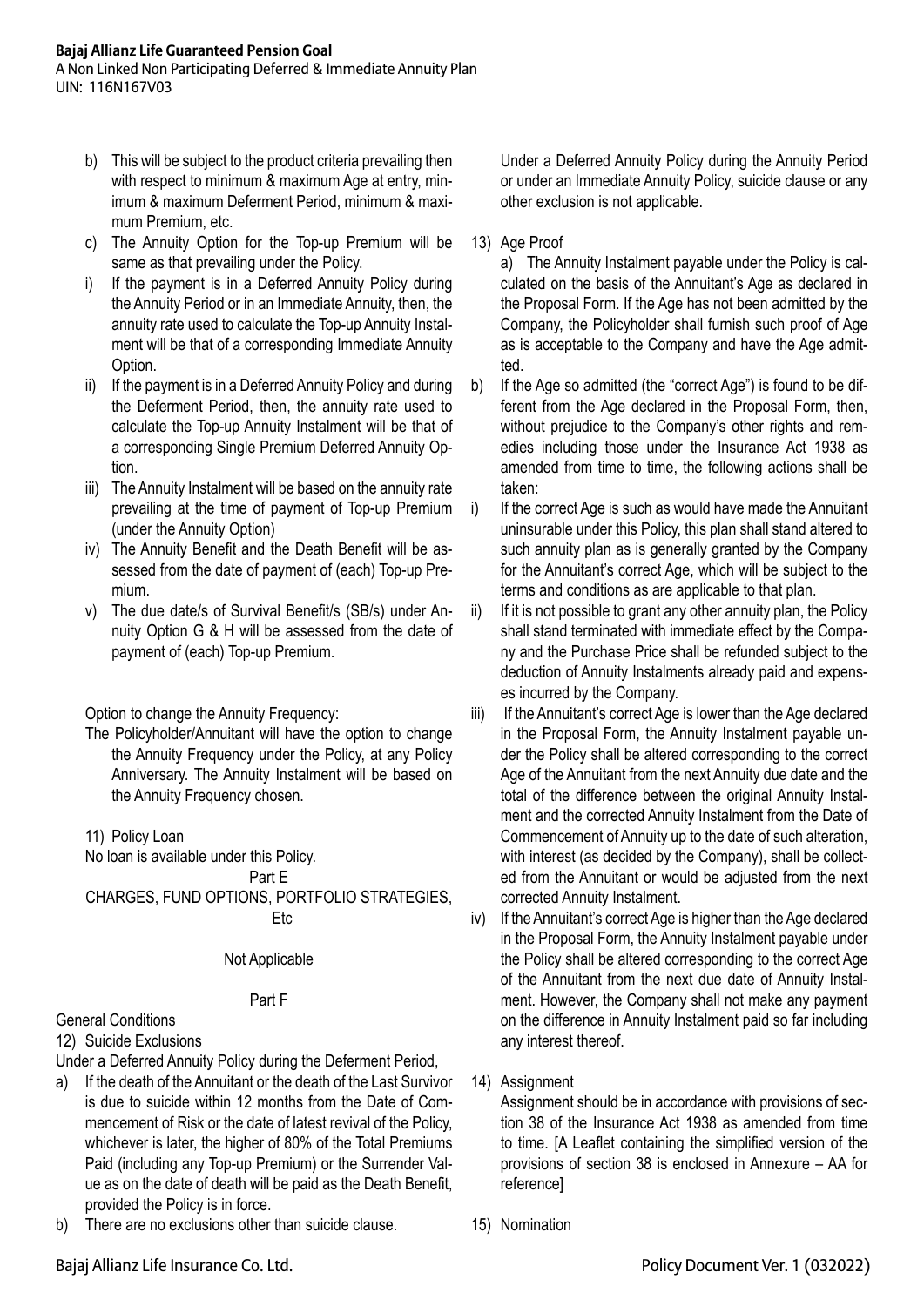b) This will be subject to the product criteria prevailing then with respect to minimum & maximum Age at entry, minimum & maximum Deferment Period, minimum & maximum Premium, etc.

c) The Annuity Option for the Top-up Premium will be same as that prevailing under the Policy.

i) If the payment is in a Deferred Annuity Policy during the Annuity Period or in an Immediate Annuity, then, the annuity rate used to calculate the Top-up Annuity Instalment will be that of a corresponding Immediate Annuity Option.

ii) If the payment is in a Deferred Annuity Policy and during the Deferment Period, then, the annuity rate used to calculate the Top-up Annuity Instalment will be that of a corresponding Single Premium Deferred Annuity Option.

iii) The Annuity Instalment will be based on the annuity rate prevailing at the time of payment of Top-up Premium (under the Annuity Option)

iv) The Annuity Benefit and the Death Benefit will be assessed from the date of payment of (each) Top-up Premium.

v) The due date/s of Survival Benefit/s (SB/s) under Annuity Option G & H will be assessed from the date of payment of (each) Top-up Premium.

Option to change the Annuity Frequency:

The Policyholder/Annuitant will have the option to change the Annuity Frequency under the Policy, at any Policy Anniversary. The Annuity Instalment will be based on the Annuity Frequency chosen.

11) Policy Loan

No loan is available under this Policy.

## Part E

## CHARGES, FUND OPTIONS, PORTFOLIO STRATEGIES, Etc

Not Applicable

## Part F

General Conditions

12) Suicide Exclusions

Under a Deferred Annuity Policy during the Deferment Period,

a) If the death of the Annuitant or the death of the Last Survivor is due to suicide within 12 months from the Date of Commencement of Risk or the date of latest revival of the Policy, whichever is later, the higher of 80% of the Total Premiums Paid (including any Top-up Premium) or the Surrender Value as on the date of death will be paid as the Death Benefit, provided the Policy is in force.

b) There are no exclusions other than suicide clause.

Under a Deferred Annuity Policy during the Annuity Period or under an Immediate Annuity Policy, suicide clause or any other exclusion is not applicable.

13) Age Proof

a) The Annuity Instalment payable under the Policy is calculated on the basis of the Annuitant's Age as declared in the Proposal Form. If the Age has not been admitted by the Company, the Policyholder shall furnish such proof of Age as is acceptable to the Company and have the Age admitted.

b) If the Age so admitted (the "correct Age") is found to be different from the Age declared in the Proposal Form, then, without prejudice to the Company's other rights and remedies including those under the Insurance Act 1938 as amended from time to time, the following actions shall be taken:

i) If the correct Age is such as would have made the Annuitant uninsurable under this Policy, this plan shall stand altered to such annuity plan as is generally granted by the Company for the Annuitant's correct Age, which will be subject to the terms and conditions as are applicable to that plan.

ii) If it is not possible to grant any other annuity plan, the Policy shall stand terminated with immediate effect by the Company and the Purchase Price shall be refunded subject to the deduction of Annuity Instalments already paid and expenses incurred by the Company.

iii) If the Annuitant's correct Age is lower than the Age declared in the Proposal Form, the Annuity Instalment payable under the Policy shall be altered corresponding to the correct Age of the Annuitant from the next Annuity due date and the total of the difference between the original Annuity Instalment and the corrected Annuity Instalment from the Date of Commencement of Annuity up to the date of such alteration, with interest (as decided by the Company), shall be collected from the Annuitant or would be adjusted from the next corrected Annuity Instalment.

iv) If the Annuitant's correct Age is higher than the Age declared in the Proposal Form, the Annuity Instalment payable under the Policy shall be altered corresponding to the correct Age of the Annuitant from the next due date of Annuity Instalment. However, the Company shall not make any payment on the difference in Annuity Instalment paid so far including any interest thereof.

14) Assignment

Assignment should be in accordance with provisions of section 38 of the Insurance Act 1938 as amended from time to time. [A Leaflet containing the simplified version of the provisions of section 38 is enclosed in Annexure – AA for reference]

15) Nomination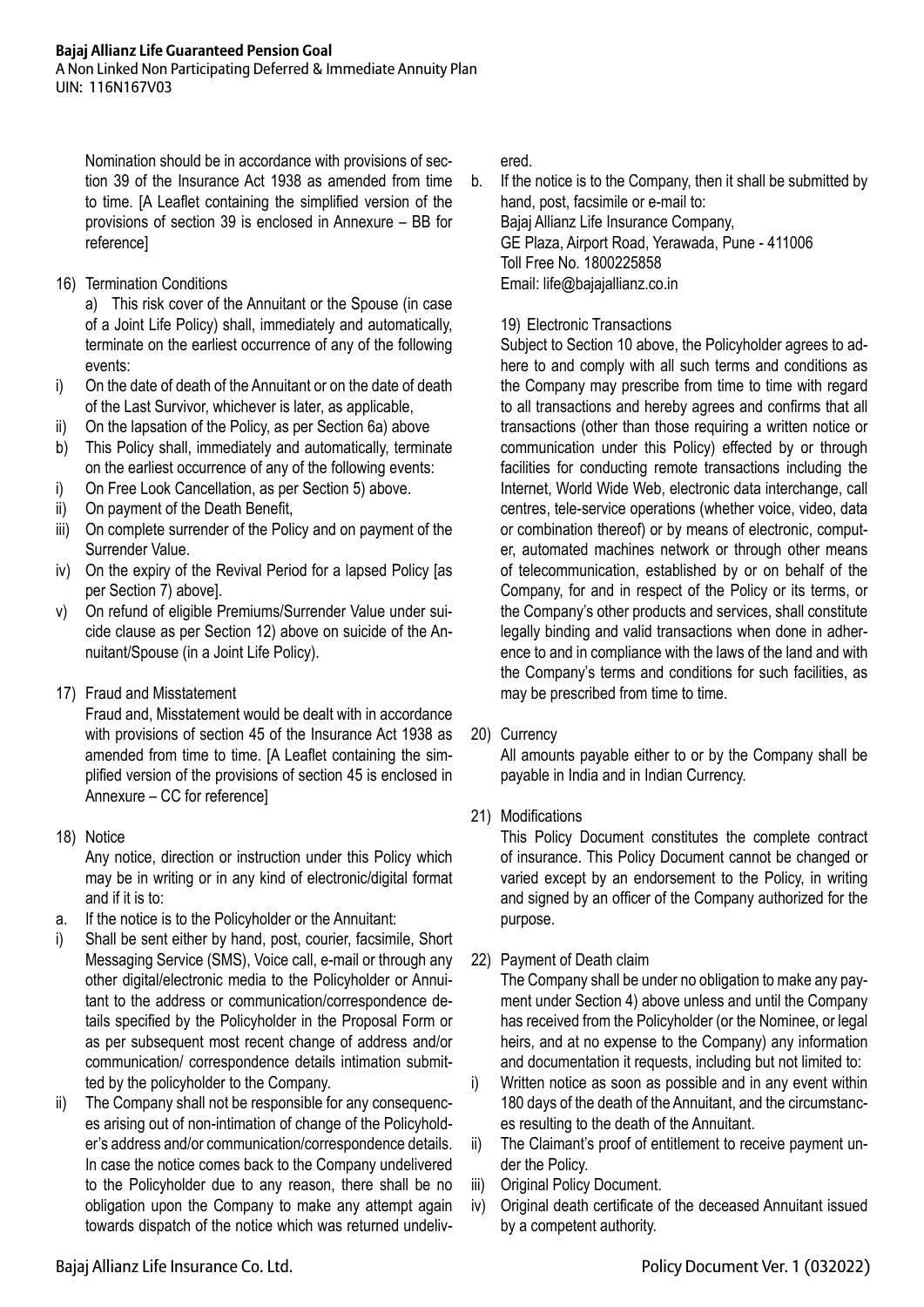Nomination should be in accordance with provisions of section 39 of the Insurance Act 1938 as amended from time to time. [A Leaflet containing the simplified version of the provisions of section 39 is enclosed in Annexure – BB for reference]

16) Termination Conditions

a) This risk cover of the Annuitant or the Spouse (in case of a Joint Life Policy) shall, immediately and automatically, terminate on the earliest occurrence of any of the following events:

i) On the date of death of the Annuitant or on the date of death of the Last Survivor, whichever is later, as applicable,
ii) On the lapsation of the Policy, as per Section 6a) above

b) This Policy shall, immediately and automatically, terminate on the earliest occurrence of any of the following events:

i) On Free Look Cancellation, as per Section 5) above.
ii) On payment of the Death Benefit,
iii) On complete surrender of the Policy and on payment of the Surrender Value.
iv) On the expiry of the Revival Period for a lapsed Policy [as per Section 7) above].
v) On refund of eligible Premiums/Surrender Value under suicide clause as per Section 12) above on suicide of the Annuitant/Spouse (in a Joint Life Policy).

17) Fraud and Misstatement

Fraud and, Misstatement would be dealt with in accordance with provisions of section 45 of the Insurance Act 1938 as amended from time to time. [A Leaflet containing the simplified version of the provisions of section 45 is enclosed in Annexure – CC for reference]

18) Notice

Any notice, direction or instruction under this Policy which may be in writing or in any kind of electronic/digital format and if it is to:

a. If the notice is to the Policyholder or the Annuitant:

i) Shall be sent either by hand, post, courier, facsimile, Short Messaging Service (SMS), Voice call, e-mail or through any other digital/electronic media to the Policyholder or Annuitant to the address or communication/correspondence details specified by the Policyholder in the Proposal Form or as per subsequent most recent change of address and/or communication/ correspondence details intimation submitted by the policyholder to the Company.
ii) The Company shall not be responsible for any consequences arising out of non-intimation of change of the Policyholder's address and/or communication/correspondence details. In case the notice comes back to the Company undelivered to the Policyholder due to any reason, there shall be no obligation upon the Company to make any attempt again towards dispatch of the notice which was returned undelivered.

b. If the notice is to the Company, then it shall be submitted by hand, post, facsimile or e-mail to:
Bajaj Allianz Life Insurance Company,
GE Plaza, Airport Road, Yerawada, Pune - 411006
Toll Free No. 1800225858
Email: life@bajajallianz.co.in

19) Electronic Transactions

Subject to Section 10 above, the Policyholder agrees to adhere to and comply with all such terms and conditions as the Company may prescribe from time to time with regard to all transactions and hereby agrees and confirms that all transactions (other than those requiring a written notice or communication under this Policy) effected by or through facilities for conducting remote transactions including the Internet, World Wide Web, electronic data interchange, call centres, tele-service operations (whether voice, video, data or combination thereof) or by means of electronic, computer, automated machines network or through other means of telecommunication, established by or on behalf of the Company, for and in respect of the Policy or its terms, or the Company's other products and services, shall constitute legally binding and valid transactions when done in adherence to and in compliance with the laws of the land and with the Company's terms and conditions for such facilities, as may be prescribed from time to time.

20) Currency

All amounts payable either to or by the Company shall be payable in India and in Indian Currency.

21) Modifications

This Policy Document constitutes the complete contract of insurance. This Policy Document cannot be changed or varied except by an endorsement to the Policy, in writing and signed by an officer of the Company authorized for the purpose.

22) Payment of Death claim

The Company shall be under no obligation to make any payment under Section 4) above unless and until the Company has received from the Policyholder (or the Nominee, or legal heirs, and at no expense to the Company) any information and documentation it requests, including but not limited to:

i) Written notice as soon as possible and in any event within 180 days of the death of the Annuitant, and the circumstances resulting to the death of the Annuitant.
ii) The Claimant's proof of entitlement to receive payment under the Policy.
iii) Original Policy Document.
iv) Original death certificate of the deceased Annuitant issued by a competent authority.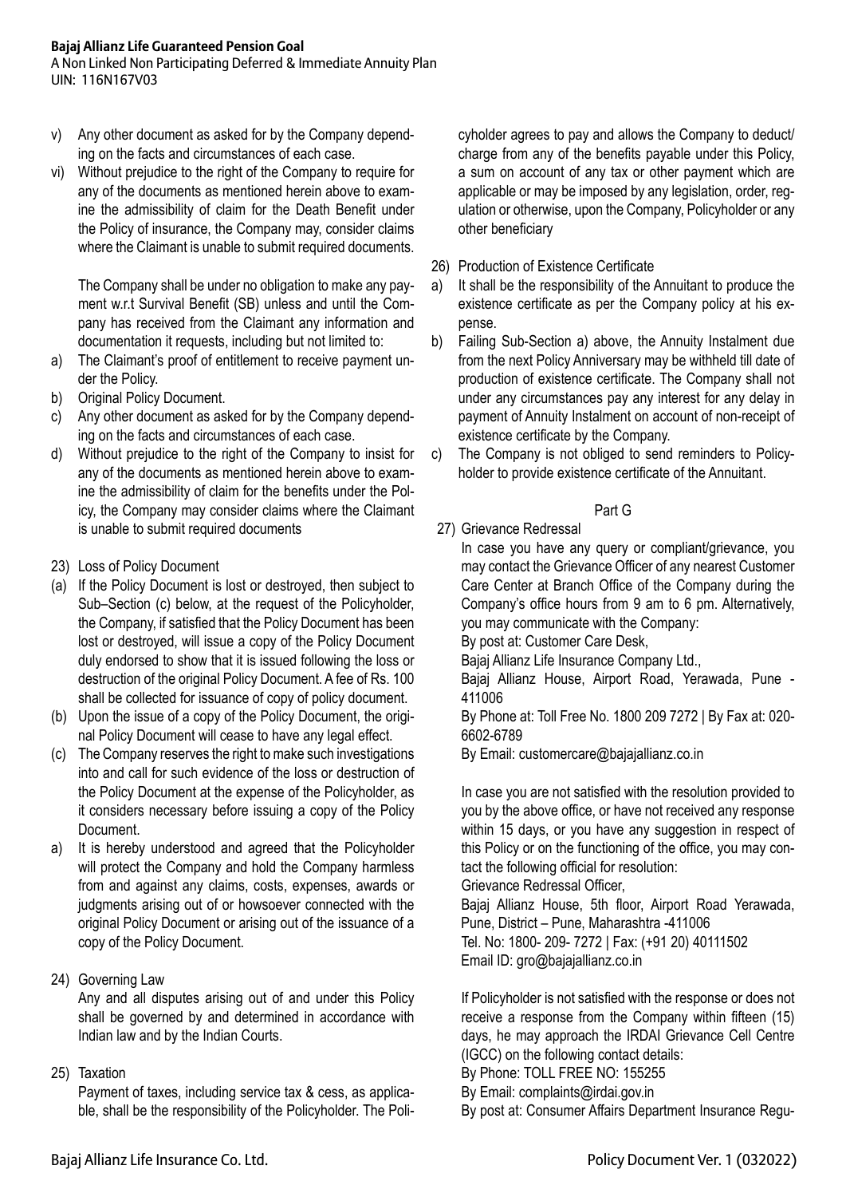v) Any other document as asked for by the Company depending on the facts and circumstances of each case.

vi) Without prejudice to the right of the Company to require for any of the documents as mentioned herein above to examine the admissibility of claim for the Death Benefit under the Policy of insurance, the Company may, consider claims where the Claimant is unable to submit required documents.

The Company shall be under no obligation to make any payment w.r.t Survival Benefit (SB) unless and until the Company has received from the Claimant any information and documentation it requests, including but not limited to:

a) The Claimant's proof of entitlement to receive payment under the Policy.
b) Original Policy Document.
c) Any other document as asked for by the Company depending on the facts and circumstances of each case.
d) Without prejudice to the right of the Company to insist for any of the documents as mentioned herein above to examine the admissibility of claim for the benefits under the Policy, the Company may consider claims where the Claimant is unable to submit required documents

23) Loss of Policy Document

(a) If the Policy Document is lost or destroyed, then subject to Sub–Section (c) below, at the request of the Policyholder, the Company, if satisfied that the Policy Document has been lost or destroyed, will issue a copy of the Policy Document duly endorsed to show that it is issued following the loss or destruction of the original Policy Document. A fee of Rs. 100 shall be collected for issuance of copy of policy document.
(b) Upon the issue of a copy of the Policy Document, the original Policy Document will cease to have any legal effect.
(c) The Company reserves the right to make such investigations into and call for such evidence of the loss or destruction of the Policy Document at the expense of the Policyholder, as it considers necessary before issuing a copy of the Policy Document.
a) It is hereby understood and agreed that the Policyholder will protect the Company and hold the Company harmless from and against any claims, costs, expenses, awards or judgments arising out of or howsoever connected with the original Policy Document or arising out of the issuance of a copy of the Policy Document.

24) Governing Law

Any and all disputes arising out of and under this Policy shall be governed by and determined in accordance with Indian law and by the Indian Courts.

25) Taxation

Payment of taxes, including service tax & cess, as applicable, shall be the responsibility of the Policyholder. The Policyholder agrees to pay and allows the Company to deduct/ charge from any of the benefits payable under this Policy, a sum on account of any tax or other payment which are applicable or may be imposed by any legislation, order, regulation or otherwise, upon the Company, Policyholder or any other beneficiary

26) Production of Existence Certificate

a) It shall be the responsibility of the Annuitant to produce the existence certificate as per the Company policy at his expense.
b) Failing Sub-Section a) above, the Annuity Instalment due from the next Policy Anniversary may be withheld till date of production of existence certificate. The Company shall not under any circumstances pay any interest for any delay in payment of Annuity Instalment on account of non-receipt of existence certificate by the Company.
c) The Company is not obliged to send reminders to Policyholder to provide existence certificate of the Annuitant.

## Part G

27) Grievance Redressal

In case you have any query or compliant/grievance, you may contact the Grievance Officer of any nearest Customer Care Center at Branch Office of the Company during the Company's office hours from 9 am to 6 pm. Alternatively, you may communicate with the Company:

By post at: Customer Care Desk,
Bajaj Allianz Life Insurance Company Ltd.,
Bajaj Allianz House, Airport Road, Yerawada, Pune - 411006
By Phone at: Toll Free No. 1800 209 7272 | By Fax at: 020-6602-6789
By Email: customercare@bajajallianz.co.in

In case you are not satisfied with the resolution provided to you by the above office, or have not received any response within 15 days, or you have any suggestion in respect of this Policy or on the functioning of the office, you may contact the following official for resolution:

Grievance Redressal Officer,
Bajaj Allianz House, 5th floor, Airport Road Yerawada, Pune, District – Pune, Maharashtra -411006
Tel. No: 1800- 209- 7272 | Fax: (+91 20) 40111502
Email ID: gro@bajajallianz.co.in

If Policyholder is not satisfied with the response or does not receive a response from the Company within fifteen (15) days, he may approach the IRDAI Grievance Cell Centre (IGCC) on the following contact details:

By Phone: TOLL FREE NO: 155255
By Email: complaints@irdai.gov.in
By post at: Consumer Affairs Department Insurance Regu-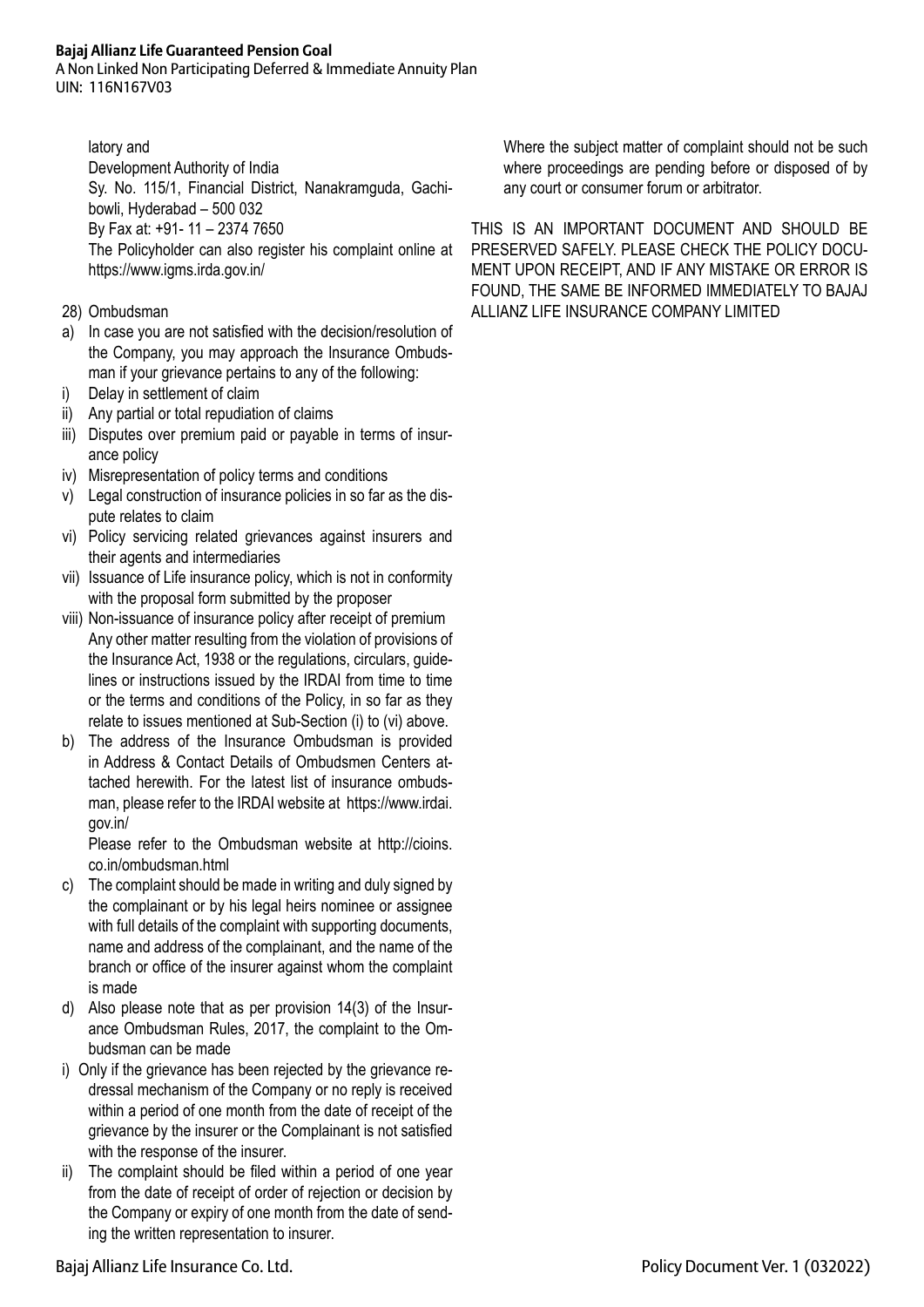latory and

Development Authority of India

Sy. No. 115/1, Financial District, Nanakramguda, Gachibowli, Hyderabad – 500 032

By Fax at: +91- 11 – 2374 7650

The Policyholder can also register his complaint online at https://www.igms.irda.gov.in/

28) Ombudsman

a) In case you are not satisfied with the decision/resolution of the Company, you may approach the Insurance Ombudsman if your grievance pertains to any of the following:

i) Delay in settlement of claim

ii) Any partial or total repudiation of claims

iii) Disputes over premium paid or payable in terms of insurance policy

iv) Misrepresentation of policy terms and conditions

v) Legal construction of insurance policies in so far as the dispute relates to claim

vi) Policy servicing related grievances against insurers and their agents and intermediaries

vii) Issuance of Life insurance policy, which is not in conformity with the proposal form submitted by the proposer

viii) Non-issuance of insurance policy after receipt of premium

Any other matter resulting from the violation of provisions of the Insurance Act, 1938 or the regulations, circulars, guidelines or instructions issued by the IRDAI from time to time or the terms and conditions of the Policy, in so far as they relate to issues mentioned at Sub-Section (i) to (vi) above.

b) The address of the Insurance Ombudsman is provided in Address & Contact Details of Ombudsmen Centers attached herewith. For the latest list of insurance ombudsman, please refer to the IRDAI website at https://www.irdai.gov.in/

Please refer to the Ombudsman website at http://cioins.co.in/ombudsman.html

c) The complaint should be made in writing and duly signed by the complainant or by his legal heirs nominee or assignee with full details of the complaint with supporting documents, name and address of the complainant, and the name of the branch or office of the insurer against whom the complaint is made

d) Also please note that as per provision 14(3) of the Insurance Ombudsman Rules, 2017, the complaint to the Ombudsman can be made

i) Only if the grievance has been rejected by the grievance redressal mechanism of the Company or no reply is received within a period of one month from the date of receipt of the grievance by the insurer or the Complainant is not satisfied with the response of the insurer.

ii) The complaint should be filed within a period of one year from the date of receipt of order of rejection or decision by the Company or expiry of one month from the date of sending the written representation to insurer.

Where the subject matter of complaint should not be such where proceedings are pending before or disposed of by any court or consumer forum or arbitrator.

THIS IS AN IMPORTANT DOCUMENT AND SHOULD BE PRESERVED SAFELY. PLEASE CHECK THE POLICY DOCUMENT UPON RECEIPT, AND IF ANY MISTAKE OR ERROR IS FOUND, THE SAME BE INFORMED IMMEDIATELY TO BAJAJ ALLIANZ LIFE INSURANCE COMPANY LIMITED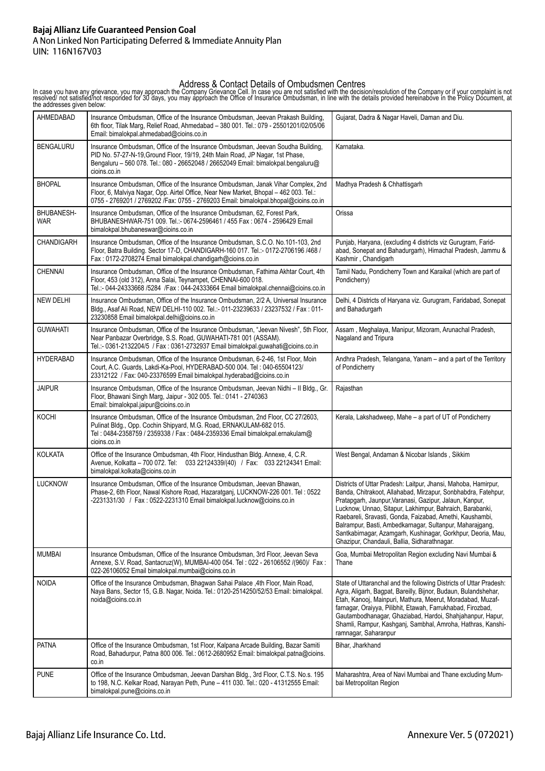**Bajaj Allianz Life Guaranteed Pension Goal**
A Non Linked Non Participating Deferred & Immediate Annuity Plan
UIN: 116N167V03

## Address & Contact Details of Ombudsmen Centres

In case you have any grievance, you may approach the Company Grievance Cell. In case you are not satisfied with the decision/resolution of the Company or if your complaint is not resolved/ not satisfied/not responded for 30 days, you may approach the Office of Insurance Ombudsman, in line with the details provided hereinabove in the Policy Document, at the addresses given below:

| | | |
|---|---|---|
| AHMEDABAD | Insurance Ombudsman, Office of the Insurance Ombudsman, Jeevan Prakash Building, 6th floor, Tilak Marg, Relief Road, Ahmedabad – 380 001. Tel.: 079 - 25501201/02/05/06 Email: bimalokpal.ahmedabad@cioins.co.in | Gujarat, Dadra & Nagar Haveli, Daman and Diu. |
| BENGALURU | Insurance Ombudsman, Office of the Insurance Ombudsman, Jeevan Soudha Building, PID No. 57-27-N-19,Ground Floor, 19/19, 24th Main Road, JP Nagar, 1st Phase, Bengaluru – 560 078. Tel.: 080 - 26652048 / 26652049 Email: bimalokpal.bengaluru@cioins.co.in | Karnataka. |
| BHOPAL | Insurance Ombudsman, Office of the Insurance Ombudsman, Janak Vihar Complex, 2nd Floor, 6, Malviya Nagar, Opp. Airtel Office, Near New Market, Bhopal – 462 003. Tel.: 0755 - 2769201 / 2769202 /Fax: 0755 - 2769203 Email: bimalokpal.bhopal@cioins.co.in | Madhya Pradesh & Chhattisgarh |
| BHUBANESHWAR | Insurance Ombudsman, Office of the Insurance Ombudsman, 62, Forest Park, BHUBANESHWAR-751 009. Tel.:- 0674-2596461 / 455 Fax : 0674 - 2596429 Email bimalokpal.bhubaneswar@cioins.co.in | Orissa |
| CHANDIGARH | Insurance Ombudsman, Office of the Insurance Ombudsman, S.C.O. No.101-103, 2nd Floor, Batra Building. Sector 17-D, CHANDIGARH-160 017. Tel.:- 0172-2706196 /468 / Fax : 0172-2708274 Email bimalokpal.chandigarh@cioins.co.in | Punjab, Haryana, (excluding 4 districts viz Gurugram, Faridabad, Sonepat and Bahadurgarh), Himachal Pradesh, Jammu & Kashmir , Chandigarh |
| CHENNAI | Insurance Ombudsman, Office of the Insurance Ombudsman, Fathima Akhtar Court, 4th Floor, 453 (old 312), Anna Salai, Teynampet, CHENNAI-600 018. Tel.:- 044-24333668 /5284 /Fax : 044-24333664 Email bimalokpal.chennai@cioins.co.in | Tamil Nadu, Pondicherry Town and Karaikal (which are part of Pondicherry) |
| NEW DELHI | Insurance Ombudsman, Office of the Insurance Ombudsman, 2/2 A, Universal Insurance Bldg., Asaf Ali Road, NEW DELHI-110 002. Tel.:- 011-23239633 / 23237532 / Fax : 011-23230858 Email bimalokpal.delhi@cioins.co.in | Delhi, 4 Districts of Haryana viz. Gurugram, Faridabad, Sonepat and Bahadurgarh |
| GUWAHATI | Insurance Ombudsman, Office of the Insurance Ombudsman, "Jeevan Nivesh", 5th Floor, Near Panbazar Overbridge, S.S. Road, GUWAHATI-781 001 (ASSAM). Tel.:- 0361-2132204/5 / Fax : 0361-2732937 Email bimalokpal.guwahati@cioins.co.in | Assam , Meghalaya, Manipur, Mizoram, Arunachal Pradesh, Nagaland and Tripura |
| HYDERABAD | Insurance Ombudsman, Office of the Insurance Ombudsman, 6-2-46, 1st Floor, Moin Court, A.C. Guards, Lakdi-Ka-Pool, HYDERABAD-500 004. Tel : 040-65504123/ 23312122 / Fax: 040-23376599 Email bimalokpal.hyderabad@cioins.co.in | Andhra Pradesh, Telangana, Yanam – and a part of the Territory of Pondicherry |
| JAIPUR | Insurance Ombudsman, Office of the Insurance Ombudsman, Jeevan Nidhi – II Bldg., Gr. Floor, Bhawani Singh Marg, Jaipur - 302 005. Tel.: 0141 - 2740363 Email: bimalokpal.jaipur@cioins.co.in | Rajasthan |
| KOCHI | Insurance Ombudsman, Office of the Insurance Ombudsman, 2nd Floor, CC 27/2603, Pulinat Bldg., Opp. Cochin Shipyard, M.G. Road, ERNAKULAM-682 015. Tel : 0484-2358759 / 2359338 / Fax : 0484-2359336 Email bimalokpal.ernakulam@cioins.co.in | Kerala, Lakshadweep, Mahe – a part of UT of Pondicherry |
| KOLKATA | Office of the Insurance Ombudsman, 4th Floor, Hindusthan Bldg. Annexe, 4, C.R. Avenue, Kolkatta – 700 072. Tel: 033 22124339/(40) / Fax: 033 22124341 Email: bimalokpal.kolkata@cioins.co.in | West Bengal, Andaman & Nicobar Islands , Sikkim |
| LUCKNOW | Insurance Ombudsman, Office of the Insurance Ombudsman, Jeevan Bhawan, Phase-2, 6th Floor, Nawal Kishore Road, Hazaratganj, LUCKNOW-226 001. Tel : 0522 -2231331/30 / Fax : 0522-2231310 Email bimalokpal.lucknow@cioins.co.in | Districts of Uttar Pradesh: Laitpur, Jhansi, Mahoba, Hamirpur, Banda, Chitrakoot, Allahabad, Mirzapur, Sonbhabdra, Fatehpur, Pratapgarh, Jaunpur,Varanasi, Gazipur, Jalaun, Kanpur, Lucknow, Unnao, Sitapur, Lakhimpur, Bahraich, Barabanki, Raebareli, Sravasti, Gonda, Faizabad, Amethi, Kaushambi, Balrampur, Basti, Ambedkarnagar, Sultanpur, Maharajgang, Santkabirnagar, Azamgarh, Kushinagar, Gorkhpur, Deoria, Mau, Ghazipur, Chandauli, Ballia, Sidharathnagar. |
| MUMBAI | Insurance Ombudsman, Office of the Insurance Ombudsman, 3rd Floor, Jeevan Seva Annexe, S.V. Road, Santacruz(W), MUMBAI-400 054. Tel : 022 - 26106552 /(960)/ Fax : 022-26106052 Email bimalokpal.mumbai@cioins.co.in | Goa, Mumbai Metropolitan Region excluding Navi Mumbai & Thane |
| NOIDA | Office of the Insurance Ombudsman, Bhagwan Sahai Palace ,4th Floor, Main Road, Naya Bans, Sector 15, G.B. Nagar, Noida. Tel.: 0120-2514250/52/53 Email: bimalokpal.noida@cioins.co.in | State of Uttaranchal and the following Districts of Uttar Pradesh: Agra, Aligarh, Bagpat, Bareilly, Bijnor, Budaun, Bulandshehar, Etah, Kanooj, Mainpuri, Mathura, Meerut, Moradabad, Muzaffarnagar, Oraiyya, Pilibhit, Etawah, Farrukhabad, Firozbad, Gautambodhanagar, Ghaziabad, Hardoi, Shahjahanpur, Hapur, Shamli, Rampur, Kashganj, Sambhal, Amroha, Hathras, Kanshiramnagar, Saharanpur |
| PATNA | Office of the Insurance Ombudsman, 1st Floor, Kalpana Arcade Building, Bazar Samiti Road, Bahadurpur, Patna 800 006. Tel.: 0612-2680952 Email: bimalokpal.patna@cioins.co.in | Bihar, Jharkhand |
| PUNE | Office of the Insurance Ombudsman, Jeevan Darshan Bldg., 3rd Floor, C.T.S. No.s. 195 to 198, N.C. Kelkar Road, Narayan Peth, Pune – 411 030. Tel.: 020 - 41312555 Email: bimalokpal.pune@cioins.co.in | Maharashtra, Area of Navi Mumbai and Thane excluding Mumbai Metropolitan Region |

Bajaj Allianz Life Insurance Co. Ltd. Annexure Ver. 5 (072021)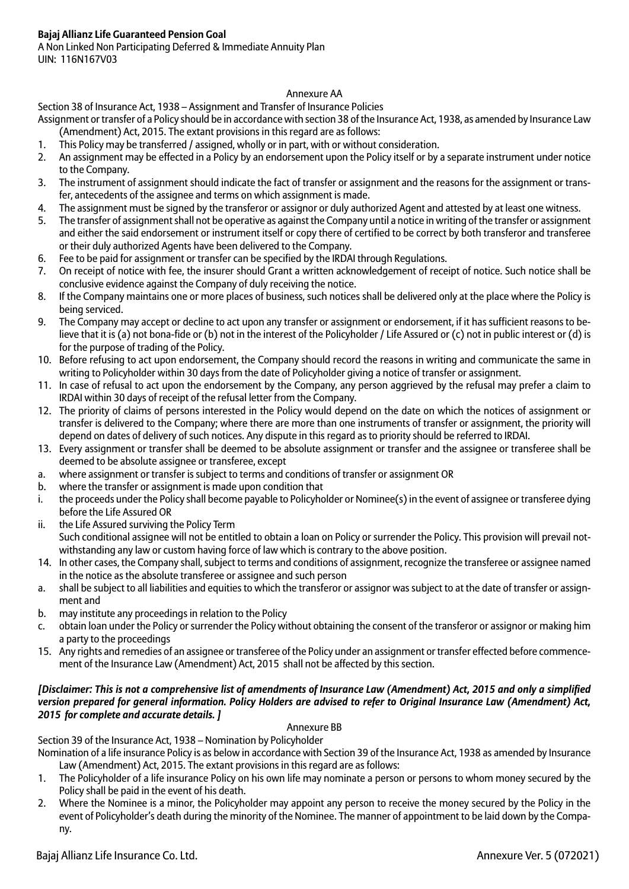## Annexure AA

Section 38 of Insurance Act, 1938 – Assignment and Transfer of Insurance Policies

Assignment or transfer of a Policy should be in accordance with section 38 of the Insurance Act, 1938, as amended by Insurance Law (Amendment) Act, 2015. The extant provisions in this regard are as follows:

1. This Policy may be transferred / assigned, wholly or in part, with or without consideration.
2. An assignment may be effected in a Policy by an endorsement upon the Policy itself or by a separate instrument under notice to the Company.
3. The instrument of assignment should indicate the fact of transfer or assignment and the reasons for the assignment or transfer, antecedents of the assignee and terms on which assignment is made.
4. The assignment must be signed by the transferor or assignor or duly authorized Agent and attested by at least one witness.
5. The transfer of assignment shall not be operative as against the Company until a notice in writing of the transfer or assignment and either the said endorsement or instrument itself or copy there of certified to be correct by both transferor and transferee or their duly authorized Agents have been delivered to the Company.
6. Fee to be paid for assignment or transfer can be specified by the IRDAI through Regulations.
7. On receipt of notice with fee, the insurer should Grant a written acknowledgement of receipt of notice. Such notice shall be conclusive evidence against the Company of duly receiving the notice.
8. If the Company maintains one or more places of business, such notices shall be delivered only at the place where the Policy is being serviced.
9. The Company may accept or decline to act upon any transfer or assignment or endorsement, if it has sufficient reasons to believe that it is (a) not bona-fide or (b) not in the interest of the Policyholder / Life Assured or (c) not in public interest or (d) is for the purpose of trading of the Policy.
10. Before refusing to act upon endorsement, the Company should record the reasons in writing and communicate the same in writing to Policyholder within 30 days from the date of Policyholder giving a notice of transfer or assignment.
11. In case of refusal to act upon the endorsement by the Company, any person aggrieved by the refusal may prefer a claim to IRDAI within 30 days of receipt of the refusal letter from the Company.
12. The priority of claims of persons interested in the Policy would depend on the date on which the notices of assignment or transfer is delivered to the Company; where there are more than one instruments of transfer or assignment, the priority will depend on dates of delivery of such notices. Any dispute in this regard as to priority should be referred to IRDAI.
13. Every assignment or transfer shall be deemed to be absolute assignment or transfer and the assignee or transferee shall be deemed to be absolute assignee or transferee, except
   a. where assignment or transfer is subject to terms and conditions of transfer or assignment OR
   b. where the transfer or assignment is made upon condition that
      i. the proceeds under the Policy shall become payable to Policyholder or Nominee(s) in the event of assignee or transferee dying before the Life Assured OR
      ii. the Life Assured surviving the Policy Term

   Such conditional assignee will not be entitled to obtain a loan on Policy or surrender the Policy. This provision will prevail notwithstanding any law or custom having force of law which is contrary to the above position.
14. In other cases, the Company shall, subject to terms and conditions of assignment, recognize the transferee or assignee named in the notice as the absolute transferee or assignee and such person
   a. shall be subject to all liabilities and equities to which the transferor or assignor was subject to at the date of transfer or assignment and
   b. may institute any proceedings in relation to the Policy
   c. obtain loan under the Policy or surrender the Policy without obtaining the consent of the transferor or assignor or making him a party to the proceedings
15. Any rights and remedies of an assignee or transferee of the Policy under an assignment or transfer effected before commencement of the Insurance Law (Amendment) Act, 2015 shall not be affected by this section.

***[Disclaimer: This is not a comprehensive list of amendments of Insurance Law (Amendment) Act, 2015 and only a simplified version prepared for general information. Policy Holders are advised to refer to Original Insurance Law (Amendment) Act, 2015 for complete and accurate details. ]***

## Annexure BB

Section 39 of the Insurance Act, 1938 – Nomination by Policyholder

Nomination of a life insurance Policy is as below in accordance with Section 39 of the Insurance Act, 1938 as amended by Insurance Law (Amendment) Act, 2015. The extant provisions in this regard are as follows:

1. The Policyholder of a life insurance Policy on his own life may nominate a person or persons to whom money secured by the Policy shall be paid in the event of his death.
2. Where the Nominee is a minor, the Policyholder may appoint any person to receive the money secured by the Policy in the event of Policyholder's death during the minority of the Nominee. The manner of appointment to be laid down by the Company.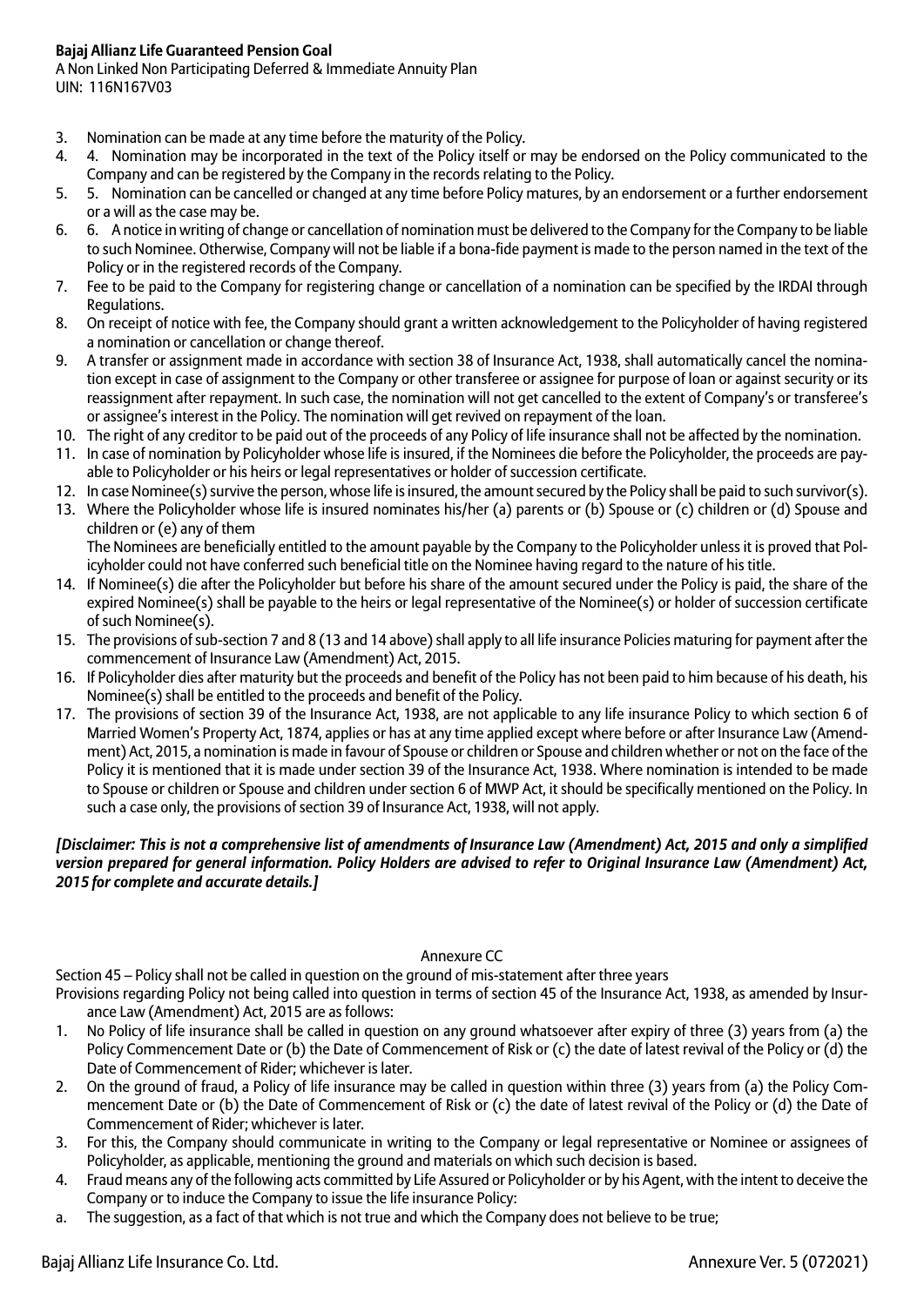3. Nomination can be made at any time before the maturity of the Policy.
4. 4. Nomination may be incorporated in the text of the Policy itself or may be endorsed on the Policy communicated to the Company and can be registered by the Company in the records relating to the Policy.
5. 5. Nomination can be cancelled or changed at any time before Policy matures, by an endorsement or a further endorsement or a will as the case may be.
6. 6. A notice in writing of change or cancellation of nomination must be delivered to the Company for the Company to be liable to such Nominee. Otherwise, Company will not be liable if a bona-fide payment is made to the person named in the text of the Policy or in the registered records of the Company.
7. Fee to be paid to the Company for registering change or cancellation of a nomination can be specified by the IRDAI through Regulations.
8. On receipt of notice with fee, the Company should grant a written acknowledgement to the Policyholder of having registered a nomination or cancellation or change thereof.
9. A transfer or assignment made in accordance with section 38 of Insurance Act, 1938, shall automatically cancel the nomination except in case of assignment to the Company or other transferee or assignee for purpose of loan or against security or its reassignment after repayment. In such case, the nomination will not get cancelled to the extent of Company's or transferee's or assignee's interest in the Policy. The nomination will get revived on repayment of the loan.
10. The right of any creditor to be paid out of the proceeds of any Policy of life insurance shall not be affected by the nomination.
11. In case of nomination by Policyholder whose life is insured, if the Nominees die before the Policyholder, the proceeds are payable to Policyholder or his heirs or legal representatives or holder of succession certificate.
12. In case Nominee(s) survive the person, whose life is insured, the amount secured by the Policy shall be paid to such survivor(s).
13. Where the Policyholder whose life is insured nominates his/her (a) parents or (b) Spouse or (c) children or (d) Spouse and children or (e) any of them
    The Nominees are beneficially entitled to the amount payable by the Company to the Policyholder unless it is proved that Policyholder could not have conferred such beneficial title on the Nominee having regard to the nature of his title.
14. If Nominee(s) die after the Policyholder but before his share of the amount secured under the Policy is paid, the share of the expired Nominee(s) shall be payable to the heirs or legal representative of the Nominee(s) or holder of succession certificate of such Nominee(s).
15. The provisions of sub-section 7 and 8 (13 and 14 above) shall apply to all life insurance Policies maturing for payment after the commencement of Insurance Law (Amendment) Act, 2015.
16. If Policyholder dies after maturity but the proceeds and benefit of the Policy has not been paid to him because of his death, his Nominee(s) shall be entitled to the proceeds and benefit of the Policy.
17. The provisions of section 39 of the Insurance Act, 1938, are not applicable to any life insurance Policy to which section 6 of Married Women's Property Act, 1874, applies or has at any time applied except where before or after Insurance Law (Amendment) Act, 2015, a nomination is made in favour of Spouse or children or Spouse and children whether or not on the face of the Policy it is mentioned that it is made under section 39 of the Insurance Act, 1938. Where nomination is intended to be made to Spouse or children or Spouse and children under section 6 of MWP Act, it should be specifically mentioned on the Policy. In such a case only, the provisions of section 39 of Insurance Act, 1938, will not apply.

***[Disclaimer: This is not a comprehensive list of amendments of Insurance Law (Amendment) Act, 2015 and only a simplified version prepared for general information. Policy Holders are advised to refer to Original Insurance Law (Amendment) Act, 2015 for complete and accurate details.]***

## Annexure CC

Section 45 – Policy shall not be called in question on the ground of mis-statement after three years

Provisions regarding Policy not being called into question in terms of section 45 of the Insurance Act, 1938, as amended by Insurance Law (Amendment) Act, 2015 are as follows:

1. No Policy of life insurance shall be called in question on any ground whatsoever after expiry of three (3) years from (a) the Policy Commencement Date or (b) the Date of Commencement of Risk or (c) the date of latest revival of the Policy or (d) the Date of Commencement of Rider; whichever is later.
2. On the ground of fraud, a Policy of life insurance may be called in question within three (3) years from (a) the Policy Commencement Date or (b) the Date of Commencement of Risk or (c) the date of latest revival of the Policy or (d) the Date of Commencement of Rider; whichever is later.
3. For this, the Company should communicate in writing to the Company or legal representative or Nominee or assignees of Policyholder, as applicable, mentioning the ground and materials on which such decision is based.
4. Fraud means any of the following acts committed by Life Assured or Policyholder or by his Agent, with the intent to deceive the Company or to induce the Company to issue the life insurance Policy:

a. The suggestion, as a fact of that which is not true and which the Company does not believe to be true;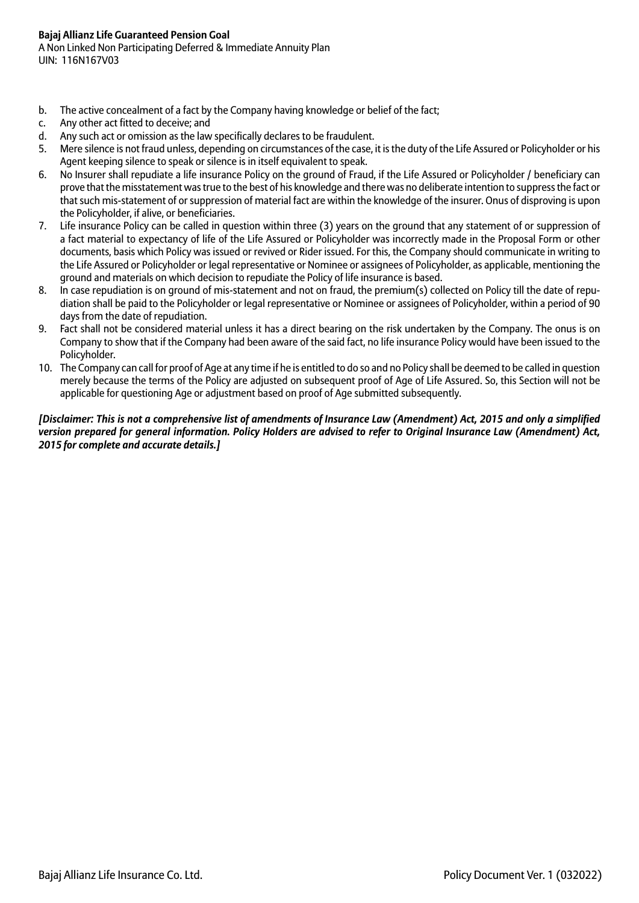b. The active concealment of a fact by the Company having knowledge or belief of the fact;
c. Any other act fitted to deceive; and
d. Any such act or omission as the law specifically declares to be fraudulent.

5. Mere silence is not fraud unless, depending on circumstances of the case, it is the duty of the Life Assured or Policyholder or his Agent keeping silence to speak or silence is in itself equivalent to speak.
6. No Insurer shall repudiate a life insurance Policy on the ground of Fraud, if the Life Assured or Policyholder / beneficiary can prove that the misstatement was true to the best of his knowledge and there was no deliberate intention to suppress the fact or that such mis-statement of or suppression of material fact are within the knowledge of the insurer. Onus of disproving is upon the Policyholder, if alive, or beneficiaries.
7. Life insurance Policy can be called in question within three (3) years on the ground that any statement of or suppression of a fact material to expectancy of life of the Life Assured or Policyholder was incorrectly made in the Proposal Form or other documents, basis which Policy was issued or revived or Rider issued. For this, the Company should communicate in writing to the Life Assured or Policyholder or legal representative or Nominee or assignees of Policyholder, as applicable, mentioning the ground and materials on which decision to repudiate the Policy of life insurance is based.
8. In case repudiation is on ground of mis-statement and not on fraud, the premium(s) collected on Policy till the date of repudiation shall be paid to the Policyholder or legal representative or Nominee or assignees of Policyholder, within a period of 90 days from the date of repudiation.
9. Fact shall not be considered material unless it has a direct bearing on the risk undertaken by the Company. The onus is on Company to show that if the Company had been aware of the said fact, no life insurance Policy would have been issued to the Policyholder.
10. The Company can call for proof of Age at any time if he is entitled to do so and no Policy shall be deemed to be called in question merely because the terms of the Policy are adjusted on subsequent proof of Age of Life Assured. So, this Section will not be applicable for questioning Age or adjustment based on proof of Age submitted subsequently.

***[Disclaimer: This is not a comprehensive list of amendments of Insurance Law (Amendment) Act, 2015 and only a simplified version prepared for general information. Policy Holders are advised to refer to Original Insurance Law (Amendment) Act, 2015 for complete and accurate details.]***